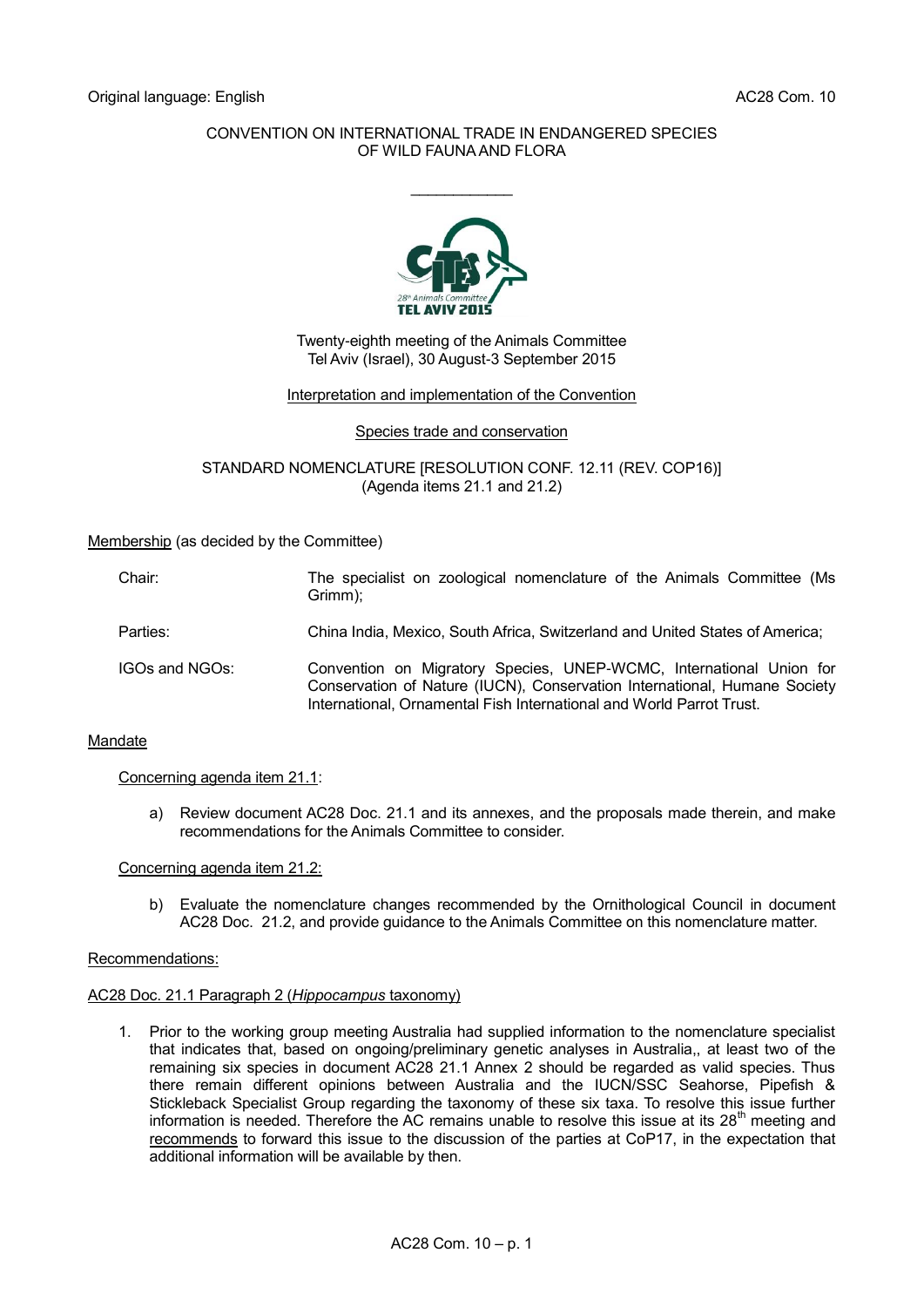Original language: English

AC28 Com. 10

CONVENTION ON INTERNATIONAL TRADE IN ENDANGERED SPECIES OF WILD FAUNA AND FLORA

\_\_\_\_\_\_\_\_\_\_\_\_\_\_\_\_\_\_\_\_

Twenty-eighth meeting of the Animals Committee
Tel Aviv (Israel), 30 August-3 September 2015

Interpretation and implementation of the Convention

Species trade and conservation

STANDARD NOMENCLATURE [RESOLUTION CONF. 12.11 (REV. COP16)]
(Agenda items 21.1 and 21.2)

Membership (as decided by the Committee)

| | |
|---|---|
| Chair: | The specialist on zoological nomenclature of the Animals Committee (Ms Grimm); |
| Parties: | China India, Mexico, South Africa, Switzerland and United States of America; |
| IGOs and NGOs: | Convention on Migratory Species, UNEP-WCMC, International Union for Conservation of Nature (IUCN), Conservation International, Humane Society International, Ornamental Fish International and World Parrot Trust. |

Mandate

Concerning agenda item 21.1:

a) Review document AC28 Doc. 21.1 and its annexes, and the proposals made therein, and make recommendations for the Animals Committee to consider.

Concerning agenda item 21.2:

b) Evaluate the nomenclature changes recommended by the Ornithological Council in document AC28 Doc. 21.2, and provide guidance to the Animals Committee on this nomenclature matter.

Recommendations:

AC28 Doc. 21.1 Paragraph 2 (*Hippocampus* taxonomy)

1. Prior to the working group meeting Australia had supplied information to the nomenclature specialist that indicates that, based on ongoing/preliminary genetic analyses in Australia,, at least two of the remaining six species in document AC28 21.1 Annex 2 should be regarded as valid species. Thus there remain different opinions between Australia and the IUCN/SSC Seahorse, Pipefish & Stickleback Specialist Group regarding the taxonomy of these six taxa. To resolve this issue further information is needed. Therefore the AC remains unable to resolve this issue at its 28th meeting and recommends to forward this issue to the discussion of the parties at CoP17, in the expectation that additional information will be available by then.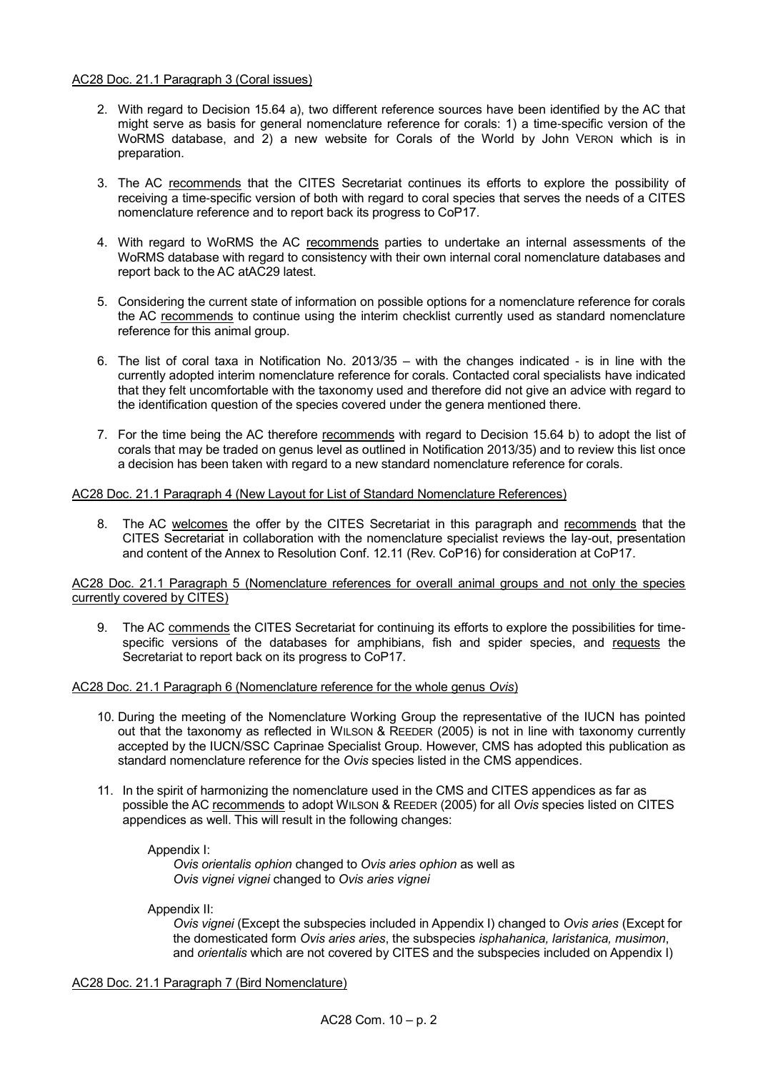AC28 Doc. 21.1 Paragraph 3 (Coral issues)

2. With regard to Decision 15.64 a), two different reference sources have been identified by the AC that might serve as basis for general nomenclature reference for corals: 1) a time-specific version of the WoRMS database, and 2) a new website for Corals of the World by John VERON which is in preparation.

3. The AC recommends that the CITES Secretariat continues its efforts to explore the possibility of receiving a time-specific version of both with regard to coral species that serves the needs of a CITES nomenclature reference and to report back its progress to CoP17.

4. With regard to WoRMS the AC recommends parties to undertake an internal assessments of the WoRMS database with regard to consistency with their own internal coral nomenclature databases and report back to the AC atAC29 latest.

5. Considering the current state of information on possible options for a nomenclature reference for corals the AC recommends to continue using the interim checklist currently used as standard nomenclature reference for this animal group.

6. The list of coral taxa in Notification No. 2013/35 – with the changes indicated - is in line with the currently adopted interim nomenclature reference for corals. Contacted coral specialists have indicated that they felt uncomfortable with the taxonomy used and therefore did not give an advice with regard to the identification question of the species covered under the genera mentioned there.

7. For the time being the AC therefore recommends with regard to Decision 15.64 b) to adopt the list of corals that may be traded on genus level as outlined in Notification 2013/35) and to review this list once a decision has been taken with regard to a new standard nomenclature reference for corals.

AC28 Doc. 21.1 Paragraph 4 (New Layout for List of Standard Nomenclature References)

8. The AC welcomes the offer by the CITES Secretariat in this paragraph and recommends that the CITES Secretariat in collaboration with the nomenclature specialist reviews the lay-out, presentation and content of the Annex to Resolution Conf. 12.11 (Rev. CoP16) for consideration at CoP17.

AC28 Doc. 21.1 Paragraph 5 (Nomenclature references for overall animal groups and not only the species currently covered by CITES)

9. The AC commends the CITES Secretariat for continuing its efforts to explore the possibilities for time-specific versions of the databases for amphibians, fish and spider species, and requests the Secretariat to report back on its progress to CoP17.

AC28 Doc. 21.1 Paragraph 6 (Nomenclature reference for the whole genus *Ovis*)

10. During the meeting of the Nomenclature Working Group the representative of the IUCN has pointed out that the taxonomy as reflected in WILSON & REEDER (2005) is not in line with taxonomy currently accepted by the IUCN/SSC Caprinae Specialist Group. However, CMS has adopted this publication as standard nomenclature reference for the *Ovis* species listed in the CMS appendices.

11. In the spirit of harmonizing the nomenclature used in the CMS and CITES appendices as far as possible the AC recommends to adopt WILSON & REEDER (2005) for all *Ovis* species listed on CITES appendices as well. This will result in the following changes:

    Appendix I:
    *Ovis orientalis ophion* changed to *Ovis aries ophion* as well as
    *Ovis vignei vignei* changed to *Ovis aries vignei*

    Appendix II:
    *Ovis vignei* (Except the subspecies included in Appendix I) changed to *Ovis aries* (Except for the domesticated form *Ovis aries aries*, the subspecies *isphahanica, laristanica, musimon*, and *orientalis* which are not covered by CITES and the subspecies included on Appendix I)

AC28 Doc. 21.1 Paragraph 7 (Bird Nomenclature)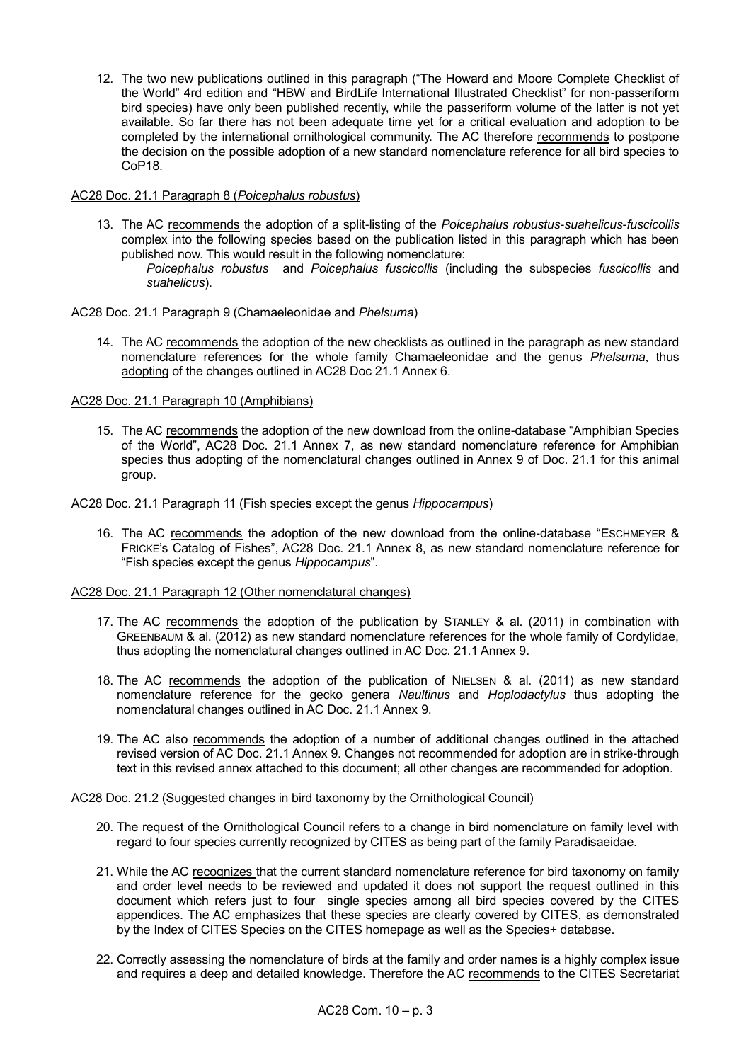12. The two new publications outlined in this paragraph ("The Howard and Moore Complete Checklist of the World" 4rd edition and "HBW and BirdLife International Illustrated Checklist" for non-passeriform bird species) have only been published recently, while the passeriform volume of the latter is not yet available. So far there has not been adequate time yet for a critical evaluation and adoption to be completed by the international ornithological community. The AC therefore recommends to postpone the decision on the possible adoption of a new standard nomenclature reference for all bird species to CoP18.

AC28 Doc. 21.1 Paragraph 8 (*Poicephalus robustus*)

13. The AC recommends the adoption of a split-listing of the *Poicephalus robustus-suahelicus-fuscicollis* complex into the following species based on the publication listed in this paragraph which has been published now. This would result in the following nomenclature:
    *Poicephalus robustus* and *Poicephalus fuscicollis* (including the subspecies *fuscicollis* and *suahelicus*).

AC28 Doc. 21.1 Paragraph 9 (Chamaeleonidae and *Phelsuma*)

14. The AC recommends the adoption of the new checklists as outlined in the paragraph as new standard nomenclature references for the whole family Chamaeleonidae and the genus *Phelsuma*, thus adopting of the changes outlined in AC28 Doc 21.1 Annex 6.

AC28 Doc. 21.1 Paragraph 10 (Amphibians)

15. The AC recommends the adoption of the new download from the online-database "Amphibian Species of the World", AC28 Doc. 21.1 Annex 7, as new standard nomenclature reference for Amphibian species thus adopting of the nomenclatural changes outlined in Annex 9 of Doc. 21.1 for this animal group.

AC28 Doc. 21.1 Paragraph 11 (Fish species except the genus *Hippocampus*)

16. The AC recommends the adoption of the new download from the online-database "ESCHMEYER & FRICKE's Catalog of Fishes", AC28 Doc. 21.1 Annex 8, as new standard nomenclature reference for "Fish species except the genus *Hippocampus*".

AC28 Doc. 21.1 Paragraph 12 (Other nomenclatural changes)

17. The AC recommends the adoption of the publication by STANLEY & al. (2011) in combination with GREENBAUM & al. (2012) as new standard nomenclature references for the whole family of Cordylidae, thus adopting the nomenclatural changes outlined in AC Doc. 21.1 Annex 9.

18. The AC recommends the adoption of the publication of NIELSEN & al. (2011) as new standard nomenclature reference for the gecko genera *Naultinus* and *Hoplodactylus* thus adopting the nomenclatural changes outlined in AC Doc. 21.1 Annex 9.

19. The AC also recommends the adoption of a number of additional changes outlined in the attached revised version of AC Doc. 21.1 Annex 9. Changes not recommended for adoption are in strike-through text in this revised annex attached to this document; all other changes are recommended for adoption.

AC28 Doc. 21.2 (Suggested changes in bird taxonomy by the Ornithological Council)

20. The request of the Ornithological Council refers to a change in bird nomenclature on family level with regard to four species currently recognized by CITES as being part of the family Paradisaeidae.

21. While the AC recognizes that the current standard nomenclature reference for bird taxonomy on family and order level needs to be reviewed and updated it does not support the request outlined in this document which refers just to four single species among all bird species covered by the CITES appendices. The AC emphasizes that these species are clearly covered by CITES, as demonstrated by the Index of CITES Species on the CITES homepage as well as the Species+ database.

22. Correctly assessing the nomenclature of birds at the family and order names is a highly complex issue and requires a deep and detailed knowledge. Therefore the AC recommends to the CITES Secretariat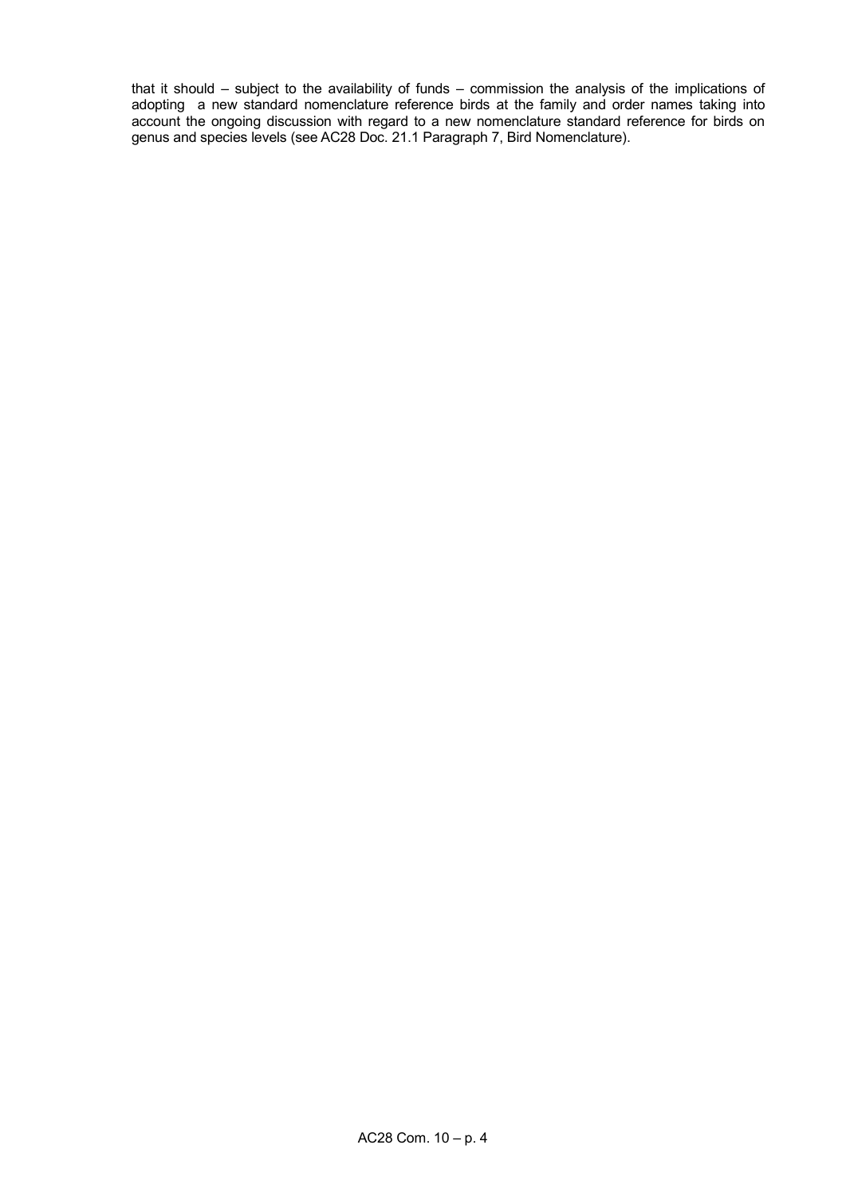that it should – subject to the availability of funds – commission the analysis of the implications of adopting a new standard nomenclature reference birds at the family and order names taking into account the ongoing discussion with regard to a new nomenclature standard reference for birds on genus and species levels (see AC28 Doc. 21.1 Paragraph 7, Bird Nomenclature).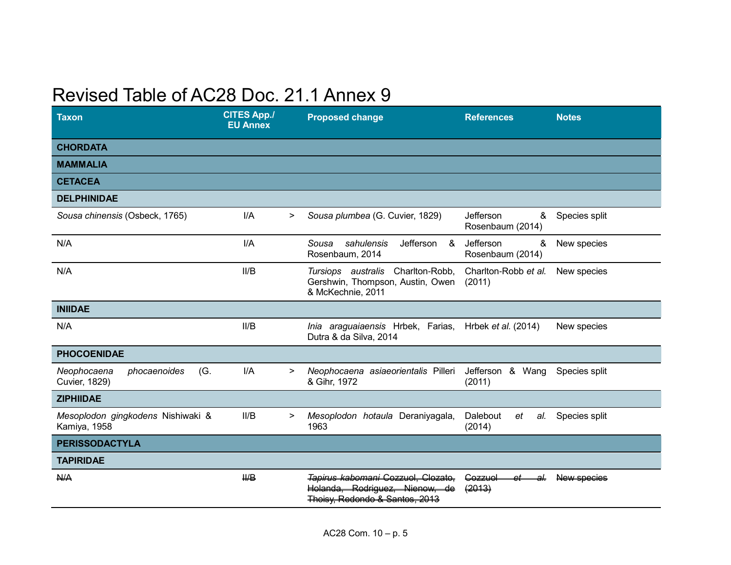# Revised Table of AC28 Doc. 21.1 Annex 9

| Taxon | CITES App./ EU Annex | | Proposed change | References | Notes |
|---|---|---|---|---|---|
| **CHORDATA** | | | | | |
| **MAMMALIA** | | | | | |
| **CETACEA** | | | | | |
| **DELPHINIDAE** | | | | | |
| *Sousa chinensis* (Osbeck, 1765) | I/A | > | *Sousa plumbea* (G. Cuvier, 1829) | Jefferson & Rosenbaum (2014) | Species split |
| N/A | I/A | | *Sousa sahulensis* Jefferson & Rosenbaum, 2014 | Jefferson & Rosenbaum (2014) | New species |
| N/A | II/B | | *Tursiops australis* Charlton-Robb, Gershwin, Thompson, Austin, Owen & McKechnie, 2011 | Charlton-Robb *et al.* (2011) | New species |
| **INIIDAE** | | | | | |
| N/A | II/B | | *Inia araguaiaensis* Hrbek, Farias, Dutra & da Silva, 2014 | Hrbek *et al.* (2014) | New species |
| **PHOCOENIDAE** | | | | | |
| *Neophocaena phocaenoides* (G. Cuvier, 1829) | I/A | > | *Neophocaena asiaeorientalis* Pilleri & Gihr, 1972 | Jefferson & Wang (2011) | Species split |
| **ZIPHIIDAE** | | | | | |
| *Mesoplodon gingkodens* Nishiwaki & Kamiya, 1958 | II/B | > | *Mesoplodon hotaula* Deraniyagala, 1963 | Dalebout *et al.* (2014) | Species split |
| **PERISSODACTYLA** | | | | | |
| **TAPIRIDAE** | | | | | |
| ~~N/A~~ | ~~II/B~~ | | ~~*Tapirus kabomani* Cozzuol, Clozato, Holanda, Rodriguez, Nienow, de Thoisy, Redondo & Santos, 2013~~ | ~~Cozzuol *et al.* (2013)~~ | ~~New species~~ |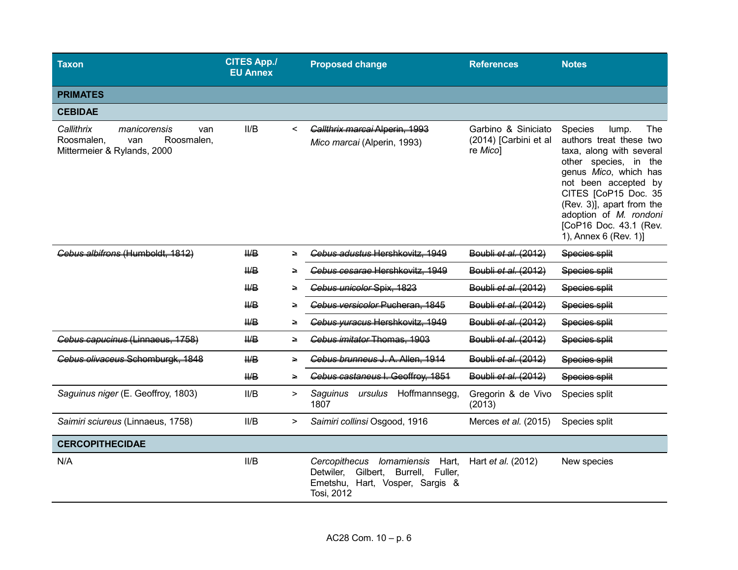| Taxon | CITES App./ EU Annex | | Proposed change | References | Notes |
|---|---|---|---|---|---|
| **PRIMATES** | | | | | |
| **CEBIDAE** | | | | | |
| *Callithrix manicorensis* van Roosmalen, van Roosmalen, Mittermeier & Rylands, 2000 | II/B | < | ~~*Callthrix marcai* Alperin, 1993~~ *Mico marcai* (Alperin, 1993) | Garbino & Siniciato (2014) [Carbini et al re *Mico*] | Species lump. The authors treat these two taxa, along with several other species, in the genus *Mico*, which has not been accepted by CITES [CoP15 Doc. 35 (Rev. 3)], apart from the adoption of *M. rondoni* [CoP16 Doc. 43.1 (Rev. 1), Annex 6 (Rev. 1)] |
| ~~*Cebus albifrons* (Humboldt, 1812)~~ | ~~II/B~~ | ~~≥~~ | ~~*Cebus adustus* Hershkovitz, 1949~~ | ~~Boubli *et al.* (2012)~~ | ~~Species split~~ |
| | ~~II/B~~ | ~~≥~~ | ~~*Cebus cesarae* Hershkovitz, 1949~~ | ~~Boubli *et al.* (2012)~~ | ~~Species split~~ |
| | ~~II/B~~ | ~~≥~~ | ~~*Cebus unicolor* Spix, 1823~~ | ~~Boubli *et al.* (2012)~~ | ~~Species split~~ |
| | ~~II/B~~ | ~~≥~~ | ~~*Cebus versicolor* Pucheran, 1845~~ | ~~Boubli *et al.* (2012)~~ | ~~Species split~~ |
| | ~~II/B~~ | ~~≥~~ | ~~*Cebus yuracus* Hershkovitz, 1949~~ | ~~Boubli *et al.* (2012)~~ | ~~Species split~~ |
| ~~*Cebus capucinus* (Linnaeus, 1758)~~ | ~~II/B~~ | ~~≥~~ | ~~*Cebus imitator* Thomas, 1903~~ | ~~Boubli *et al.* (2012)~~ | ~~Species split~~ |
| ~~*Cebus olivaceus* Schomburgk, 1848~~ | ~~II/B~~ | ~~≥~~ | ~~*Cebus brunneus* J. A. Allen, 1914~~ | ~~Boubli *et al.* (2012)~~ | ~~Species split~~ |
| | ~~II/B~~ | ~~≥~~ | ~~*Cebus castaneus* I. Geoffroy, 1851~~ | ~~Boubli *et al.* (2012)~~ | ~~Species split~~ |
| *Saguinus niger* (E. Geoffroy, 1803) | II/B | > | *Saguinus ursulus* Hoffmannsegg, 1807 | Gregorin & de Vivo (2013) | Species split |
| *Saimiri sciureus* (Linnaeus, 1758) | II/B | > | *Saimiri collinsi* Osgood, 1916 | Merces *et al.* (2015) | Species split |
| **CERCOPITHECIDAE** | | | | | |
| N/A | II/B | | *Cercopithecus lomamiensis* Hart, Detwiler, Gilbert, Burrell, Fuller, Emetshu, Hart, Vosper, Sargis & Tosi, 2012 | Hart *et al.* (2012) | New species |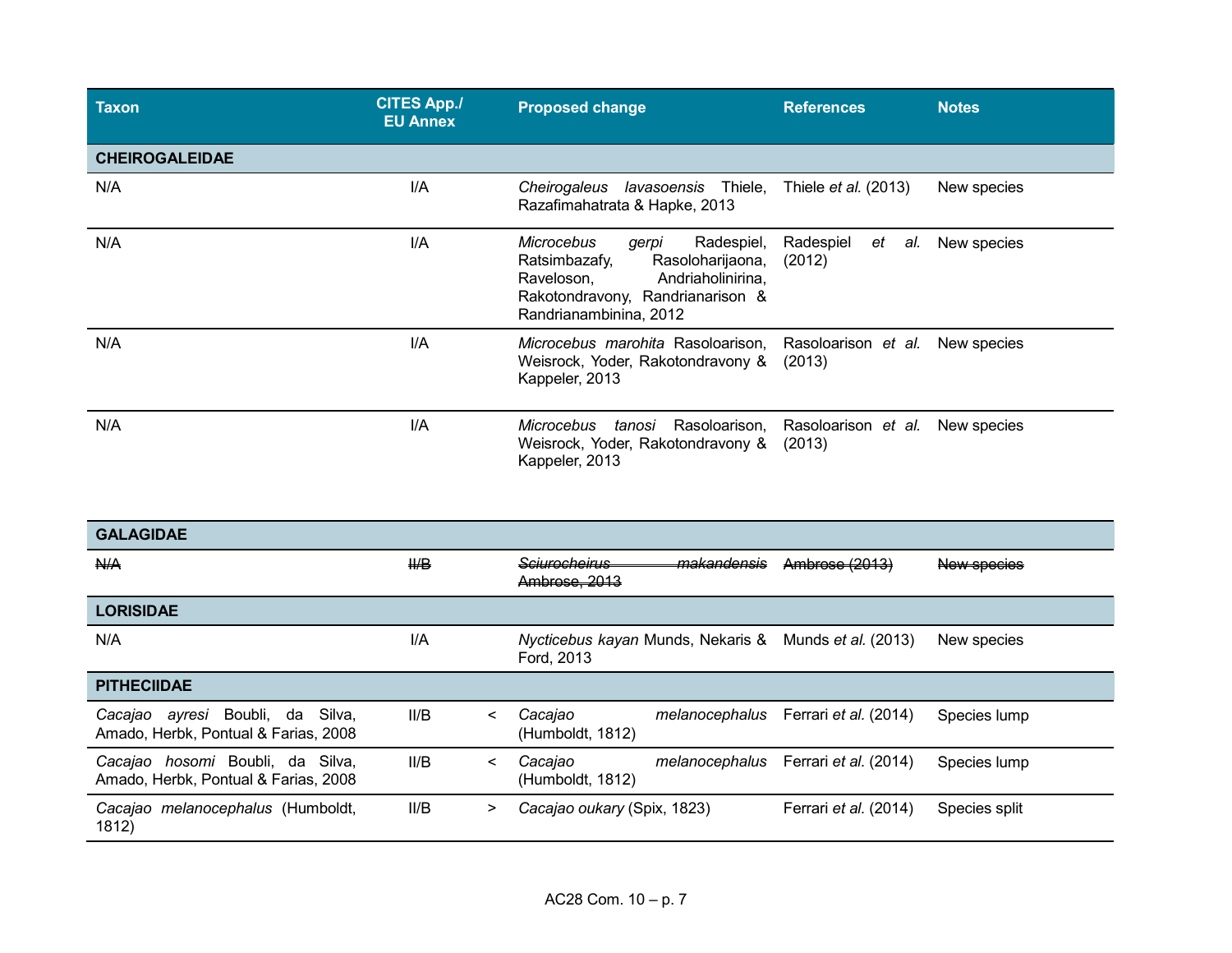| Taxon | CITES App./ EU Annex | | Proposed change | References | Notes |
|---|---|---|---|---|---|
| **CHEIROGALEIDAE** | | | | | |
| N/A | I/A | | *Cheirogaleus lavasoensis* Thiele, Razafimahatrata & Hapke, 2013 | Thiele *et al.* (2013) | New species |
| N/A | I/A | | *Microcebus gerpi* Radespiel, Ratsimbazafy, Rasoloharijaona, Raveloson, Andriaholinirina, Rakotondravony, Randrianarison & Randrianambinina, 2012 | Radespiel *et al.* (2012) | New species |
| N/A | I/A | | *Microcebus marohita* Rasoloarison, Weisrock, Yoder, Rakotondravony & Kappeler, 2013 | Rasoloarison *et al.* (2013) | New species |
| N/A | I/A | | *Microcebus tanosi* Rasoloarison, Weisrock, Yoder, Rakotondravony & Kappeler, 2013 | Rasoloarison *et al.* (2013) | New species |
| **GALAGIDAE** | | | | | |
| ~~N/A~~ | ~~II/B~~ | | ~~*Sciurocheirus makandensis* Ambrose, 2013~~ | ~~Ambrose (2013)~~ | ~~New species~~ |
| **LORISIDAE** | | | | | |
| N/A | I/A | | *Nycticebus kayan* Munds, Nekaris & Ford, 2013 | Munds *et al.* (2013) | New species |
| **PITHECIIDAE** | | | | | |
| *Cacajao ayresi* Boubli, da Silva, Amado, Herbk, Pontual & Farias, 2008 | II/B | < | *Cacajao melanocephalus* (Humboldt, 1812) | Ferrari *et al.* (2014) | Species lump |
| *Cacajao hosomi* Boubli, da Silva, Amado, Herbk, Pontual & Farias, 2008 | II/B | < | *Cacajao melanocephalus* (Humboldt, 1812) | Ferrari *et al.* (2014) | Species lump |
| *Cacajao melanocephalus* (Humboldt, 1812) | II/B | > | *Cacajao oukary* (Spix, 1823) | Ferrari *et al.* (2014) | Species split |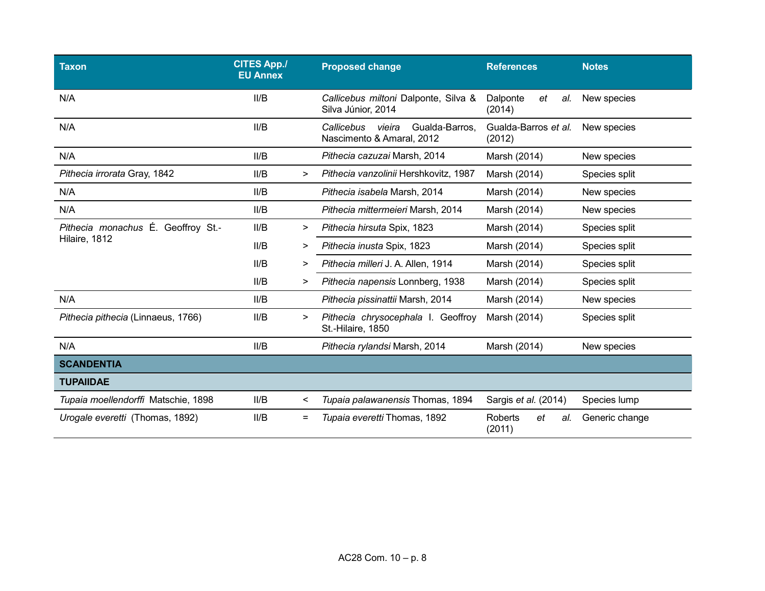| Taxon | CITES App./ EU Annex | | Proposed change | References | Notes |
|---|---|---|---|---|---|
| N/A | II/B | | *Callicebus miltoni* Dalponte, Silva & Silva Júnior, 2014 | Dalponte *et al.* (2014) | New species |
| N/A | II/B | | *Callicebus vieira* Gualda-Barros, Nascimento & Amaral, 2012 | Gualda-Barros *et al.* (2012) | New species |
| N/A | II/B | | *Pithecia cazuzai* Marsh, 2014 | Marsh (2014) | New species |
| *Pithecia irrorata* Gray, 1842 | II/B | > | *Pithecia vanzolinii* Hershkovitz, 1987 | Marsh (2014) | Species split |
| N/A | II/B | | *Pithecia isabela* Marsh, 2014 | Marsh (2014) | New species |
| N/A | II/B | | *Pithecia mittermeieri* Marsh, 2014 | Marsh (2014) | New species |
| *Pithecia monachus* É. Geoffroy St.-Hilaire, 1812 | II/B | > | *Pithecia hirsuta* Spix, 1823 | Marsh (2014) | Species split |
| | II/B | > | *Pithecia inusta* Spix, 1823 | Marsh (2014) | Species split |
| | II/B | > | *Pithecia milleri* J. A. Allen, 1914 | Marsh (2014) | Species split |
| | II/B | > | *Pithecia napensis* Lonnberg, 1938 | Marsh (2014) | Species split |
| N/A | II/B | | *Pithecia pissinattii* Marsh, 2014 | Marsh (2014) | New species |
| *Pithecia pithecia* (Linnaeus, 1766) | II/B | > | *Pithecia chrysocephala* I. Geoffroy St.-Hilaire, 1850 | Marsh (2014) | Species split |
| N/A | II/B | | *Pithecia rylandsi* Marsh, 2014 | Marsh (2014) | New species |
| **SCANDENTIA** | | | | | |
| **TUPAIIDAE** | | | | | |
| *Tupaia moellendorffi* Matschie, 1898 | II/B | < | *Tupaia palawanensis* Thomas, 1894 | Sargis *et al.* (2014) | Species lump |
| *Urogale everetti* (Thomas, 1892) | II/B | = | *Tupaia everetti* Thomas, 1892 | Roberts *et al.* (2011) | Generic change |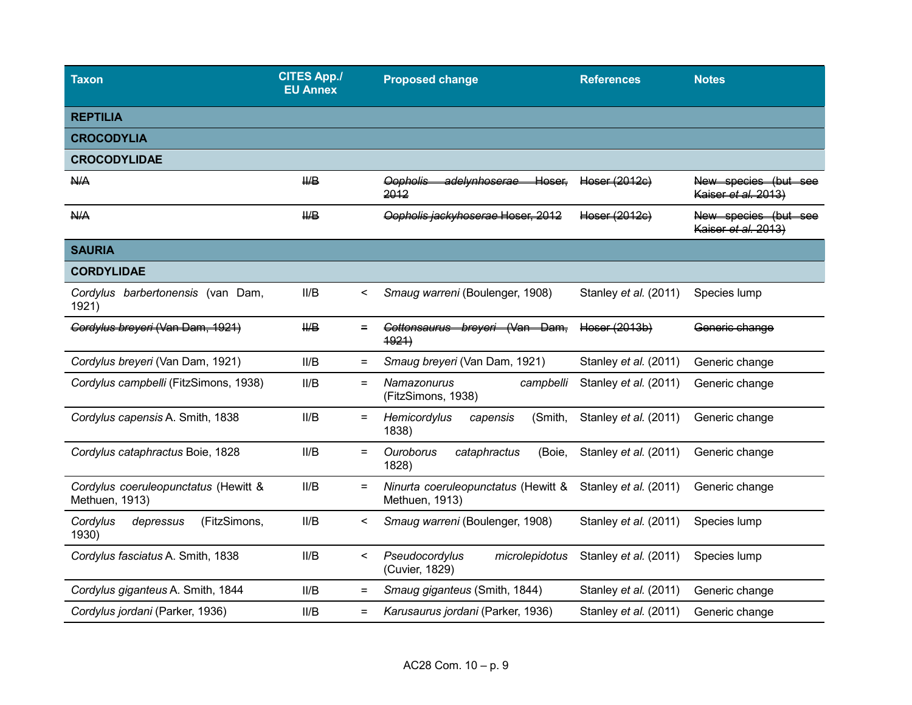| Taxon | CITES App./ EU Annex | | Proposed change | References | Notes |
|---|---|---|---|---|---|
| **REPTILIA** | | | | | |
| **CROCODYLIA** | | | | | |
| **CROCODYLIDAE** | | | | | |
| ~~N/A~~ | ~~II/B~~ | | ~~*Oopholis adelynhoserae* Hoser, 2012~~ | ~~Hoser (2012c)~~ | ~~New species (but see Kaiser *et al.* 2013)~~ |
| ~~N/A~~ | ~~II/B~~ | | ~~*Oopholis jackyhoserae* Hoser, 2012~~ | ~~Hoser (2012c)~~ | ~~New species (but see Kaiser *et al.* 2013)~~ |
| **SAURIA** | | | | | |
| **CORDYLIDAE** | | | | | |
| *Cordylus barbertonensis* (van Dam, 1921) | II/B | < | *Smaug warreni* (Boulenger, 1908) | Stanley *et al.* (2011) | Species lump |
| ~~*Cordylus breyeri* (Van Dam, 1921)~~ | ~~II/B~~ | ~~=~~ | ~~*Cottonsaurus breyeri* (Van Dam, 1921)~~ | ~~Hoser (2013b)~~ | ~~Generic change~~ |
| *Cordylus breyeri* (Van Dam, 1921) | II/B | = | *Smaug breyeri* (Van Dam, 1921) | Stanley *et al.* (2011) | Generic change |
| *Cordylus campbelli* (FitzSimons, 1938) | II/B | = | *Namazonurus campbelli* (FitzSimons, 1938) | Stanley *et al.* (2011) | Generic change |
| *Cordylus capensis* A. Smith, 1838 | II/B | = | *Hemicordylus capensis* (Smith, 1838) | Stanley *et al.* (2011) | Generic change |
| *Cordylus cataphractus* Boie, 1828 | II/B | = | *Ouroborus cataphractus* (Boie, 1828) | Stanley *et al.* (2011) | Generic change |
| *Cordylus coeruleopunctatus* (Hewitt & Methuen, 1913) | II/B | = | *Ninurta coeruleopunctatus* (Hewitt & Methuen, 1913) | Stanley *et al.* (2011) | Generic change |
| *Cordylus depressus* (FitzSimons, 1930) | II/B | < | *Smaug warreni* (Boulenger, 1908) | Stanley *et al.* (2011) | Species lump |
| *Cordylus fasciatus* A. Smith, 1838 | II/B | < | *Pseudocordylus microlepidotus* (Cuvier, 1829) | Stanley *et al.* (2011) | Species lump |
| *Cordylus giganteus* A. Smith, 1844 | II/B | = | *Smaug giganteus* (Smith, 1844) | Stanley *et al.* (2011) | Generic change |
| *Cordylus jordani* (Parker, 1936) | II/B | = | *Karusaurus jordani* (Parker, 1936) | Stanley *et al.* (2011) | Generic change |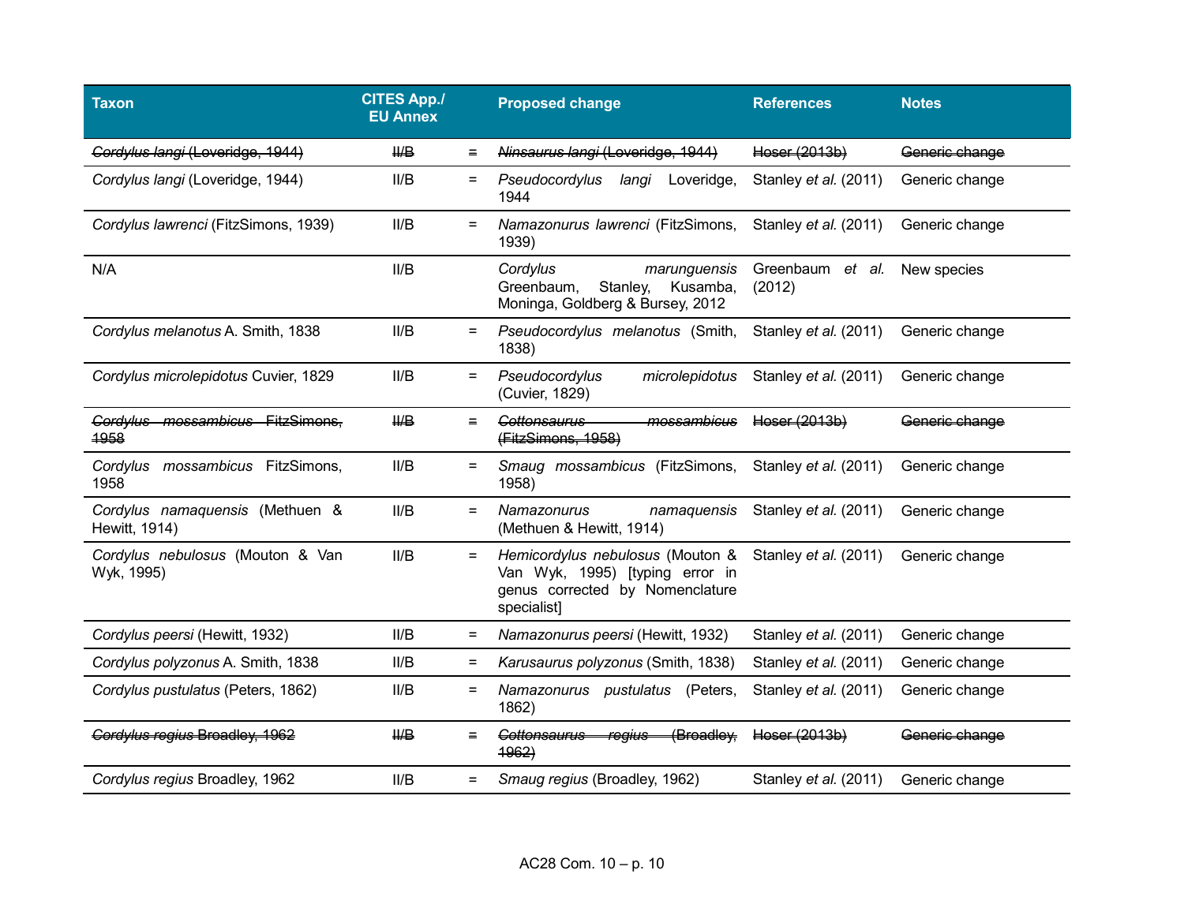| Taxon | CITES App./ EU Annex | | Proposed change | References | Notes |
|---|---|---|---|---|---|
| ~~*Cordylus langi* (Loveridge, 1944)~~ | ~~II/B~~ | ~~=~~ | ~~*Ninsaurus langi* (Loveridge, 1944)~~ | ~~Hoser (2013b)~~ | ~~Generic change~~ |
| *Cordylus langi* (Loveridge, 1944) | II/B | = | *Pseudocordylus langi* Loveridge, 1944 | Stanley *et al.* (2011) | Generic change |
| *Cordylus lawrenci* (FitzSimons, 1939) | II/B | = | *Namazonurus lawrenci* (FitzSimons, 1939) | Stanley *et al.* (2011) | Generic change |
| N/A | II/B | | *Cordylus marunguensis* Greenbaum, Stanley, Kusamba, Moninga, Goldberg & Bursey, 2012 | Greenbaum *et al.* (2012) | New species |
| *Cordylus melanotus* A. Smith, 1838 | II/B | = | *Pseudocordylus melanotus* (Smith, 1838) | Stanley *et al.* (2011) | Generic change |
| *Cordylus microlepidotus* Cuvier, 1829 | II/B | = | *Pseudocordylus microlepidotus* (Cuvier, 1829) | Stanley *et al.* (2011) | Generic change |
| ~~*Cordylus mossambicus* FitzSimons, 1958~~ | ~~II/B~~ | ~~=~~ | ~~*Cottonsaurus mossambicus* (FitzSimons, 1958)~~ | ~~Hoser (2013b)~~ | ~~Generic change~~ |
| *Cordylus mossambicus* FitzSimons, 1958 | II/B | = | *Smaug mossambicus* (FitzSimons, 1958) | Stanley *et al.* (2011) | Generic change |
| *Cordylus namaquensis* (Methuen & Hewitt, 1914) | II/B | = | *Namazonurus namaquensis* (Methuen & Hewitt, 1914) | Stanley *et al.* (2011) | Generic change |
| *Cordylus nebulosus* (Mouton & Van Wyk, 1995) | II/B | = | *Hemicordylus nebulosus* (Mouton & Van Wyk, 1995) [typing error in genus corrected by Nomenclature specialist] | Stanley *et al.* (2011) | Generic change |
| *Cordylus peersi* (Hewitt, 1932) | II/B | = | *Namazonurus peersi* (Hewitt, 1932) | Stanley *et al.* (2011) | Generic change |
| *Cordylus polyzonus* A. Smith, 1838 | II/B | = | *Karusaurus polyzonus* (Smith, 1838) | Stanley *et al.* (2011) | Generic change |
| *Cordylus pustulatus* (Peters, 1862) | II/B | = | *Namazonurus pustulatus* (Peters, 1862) | Stanley *et al.* (2011) | Generic change |
| ~~*Cordylus regius* Broadley, 1962~~ | ~~II/B~~ | ~~=~~ | ~~*Cottonsaurus regius* (Broadley, 1962)~~ | ~~Hoser (2013b)~~ | ~~Generic change~~ |
| *Cordylus regius* Broadley, 1962 | II/B | = | *Smaug regius* (Broadley, 1962) | Stanley *et al.* (2011) | Generic change |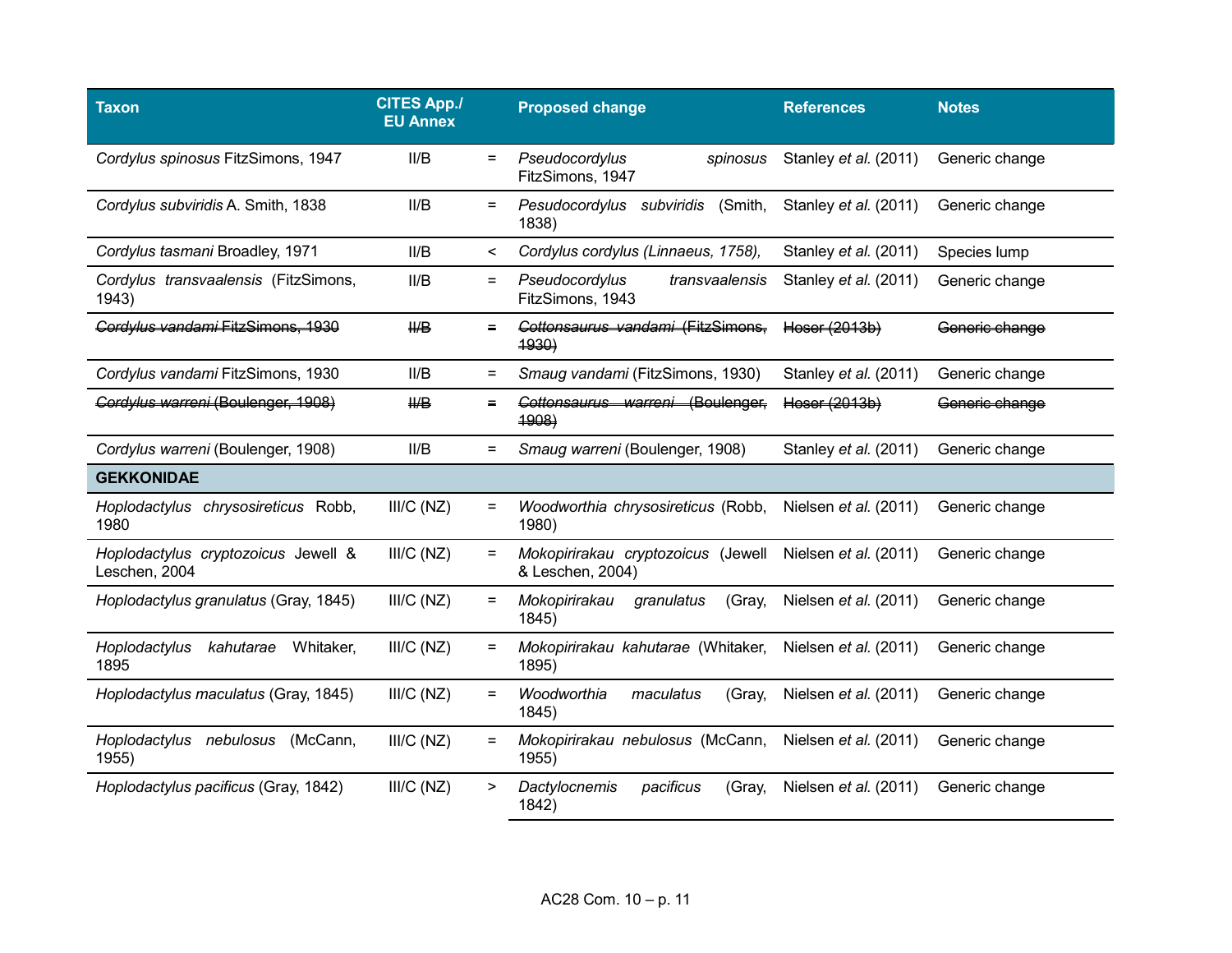| Taxon | CITES App./ EU Annex | | Proposed change | References | Notes |
|---|---|---|---|---|---|
| *Cordylus spinosus* FitzSimons, 1947 | II/B | = | *Pseudocordylus spinosus* FitzSimons, 1947 | Stanley *et al.* (2011) | Generic change |
| *Cordylus subviridis* A. Smith, 1838 | II/B | = | *Pesudocordylus subviridis* (Smith, 1838) | Stanley *et al.* (2011) | Generic change |
| *Cordylus tasmani* Broadley, 1971 | II/B | < | *Cordylus cordylus (Linnaeus, 1758),* | Stanley *et al.* (2011) | Species lump |
| *Cordylus transvaalensis* (FitzSimons, 1943) | II/B | = | *Pseudocordylus transvaalensis* FitzSimons, 1943 | Stanley *et al.* (2011) | Generic change |
| ~~*Cordylus vandami* FitzSimons, 1930~~ | ~~II/B~~ | ~~=~~ | ~~*Cottonsaurus vandami* (FitzSimons, 1930)~~ | ~~Hoser (2013b)~~ | ~~Generic change~~ |
| *Cordylus vandami* FitzSimons, 1930 | II/B | = | *Smaug vandami* (FitzSimons, 1930) | Stanley *et al.* (2011) | Generic change |
| ~~*Cordylus warreni* (Boulenger, 1908)~~ | ~~II/B~~ | ~~=~~ | ~~*Cottonsaurus warreni* (Boulenger, 1908)~~ | ~~Hoser (2013b)~~ | ~~Generic change~~ |
| *Cordylus warreni* (Boulenger, 1908) | II/B | = | *Smaug warreni* (Boulenger, 1908) | Stanley *et al.* (2011) | Generic change |
| **GEKKONIDAE** | | | | | |
| *Hoplodactylus chrysosireticus* Robb, 1980 | III/C (NZ) | = | *Woodworthia chrysosireticus* (Robb, 1980) | Nielsen *et al.* (2011) | Generic change |
| *Hoplodactylus cryptozoicus* Jewell & Leschen, 2004 | III/C (NZ) | = | *Mokopirirakau cryptozoicus* (Jewell & Leschen, 2004) | Nielsen *et al.* (2011) | Generic change |
| *Hoplodactylus granulatus* (Gray, 1845) | III/C (NZ) | = | *Mokopirirakau granulatus* (Gray, 1845) | Nielsen *et al.* (2011) | Generic change |
| *Hoplodactylus kahutarae* Whitaker, 1895 | III/C (NZ) | = | *Mokopirirakau kahutarae* (Whitaker, 1895) | Nielsen *et al.* (2011) | Generic change |
| *Hoplodactylus maculatus* (Gray, 1845) | III/C (NZ) | = | *Woodworthia maculatus* (Gray, 1845) | Nielsen *et al.* (2011) | Generic change |
| *Hoplodactylus nebulosus* (McCann, 1955) | III/C (NZ) | = | *Mokopirirakau nebulosus* (McCann, 1955) | Nielsen *et al.* (2011) | Generic change |
| *Hoplodactylus pacificus* (Gray, 1842) | III/C (NZ) | > | *Dactylocnemis pacificus* (Gray, 1842) | Nielsen *et al.* (2011) | Generic change |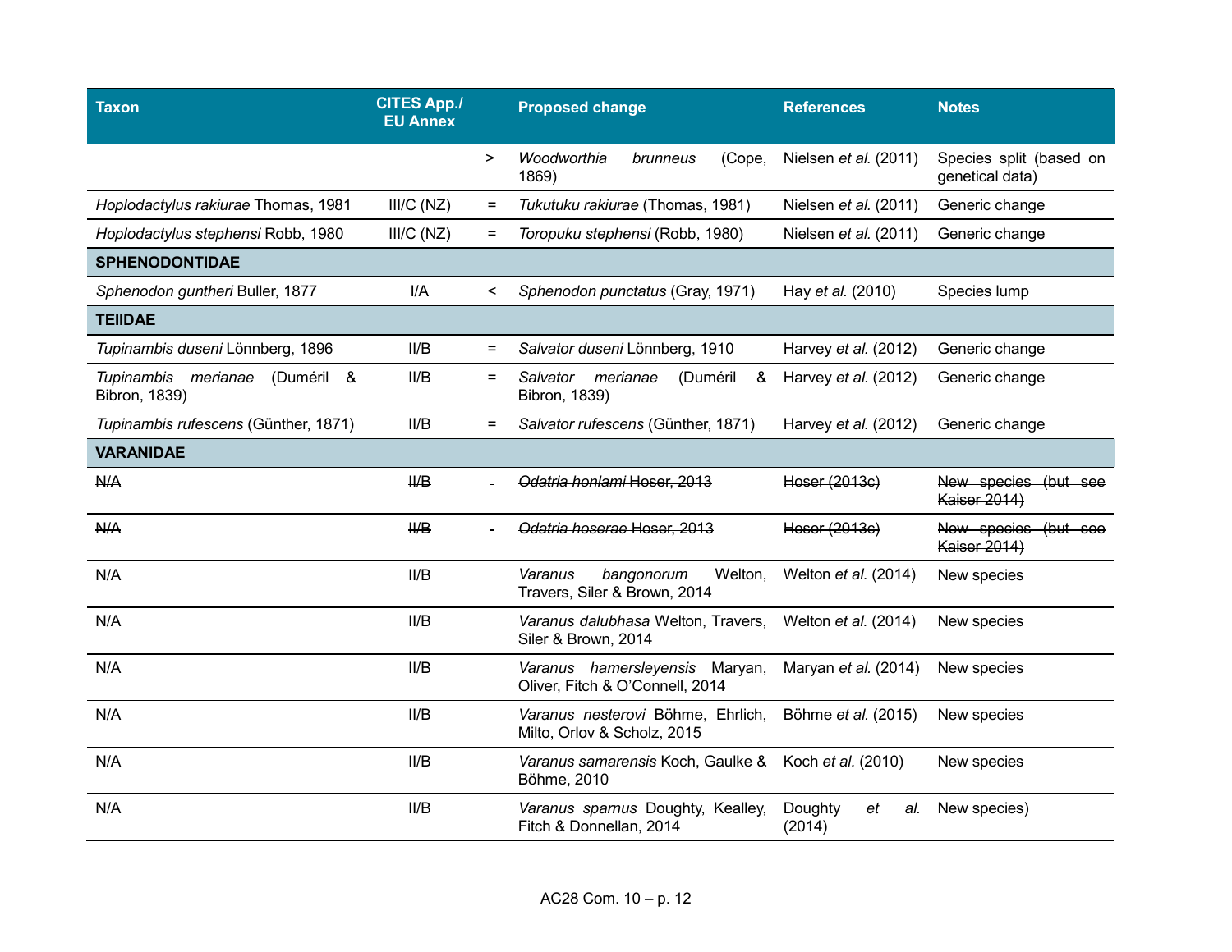| Taxon | CITES App./ EU Annex | | Proposed change | References | Notes |
|---|---|---|---|---|---|
| | | > | *Woodworthia brunneus* (Cope, 1869) | Nielsen *et al.* (2011) | Species split (based on genetical data) |
| *Hoplodactylus rakiurae* Thomas, 1981 | III/C (NZ) | = | *Tukutuku rakiurae* (Thomas, 1981) | Nielsen *et al.* (2011) | Generic change |
| *Hoplodactylus stephensi* Robb, 1980 | III/C (NZ) | = | *Toropuku stephensi* (Robb, 1980) | Nielsen *et al.* (2011) | Generic change |
| **SPHENODONTIDAE** | | | | | |
| *Sphenodon guntheri* Buller, 1877 | I/A | < | *Sphenodon punctatus* (Gray, 1971) | Hay *et al.* (2010) | Species lump |
| **TEIIDAE** | | | | | |
| *Tupinambis duseni* Lönnberg, 1896 | II/B | = | *Salvator duseni* Lönnberg, 1910 | Harvey *et al.* (2012) | Generic change |
| *Tupinambis merianae* (Duméril & Bibron, 1839) | II/B | = | *Salvator merianae* (Duméril & Bibron, 1839) | Harvey *et al.* (2012) | Generic change |
| *Tupinambis rufescens* (Günther, 1871) | II/B | = | *Salvator rufescens* (Günther, 1871) | Harvey *et al.* (2012) | Generic change |
| **VARANIDAE** | | | | | |
| ~~N/A~~ | ~~II/B~~ | - | ~~*Odatria honlami* Hoser, 2013~~ | ~~Hoser (2013c)~~ | ~~New species (but see Kaiser 2014)~~ |
| ~~N/A~~ | ~~II/B~~ | - | ~~*Odatria hoserae* Hoser, 2013~~ | ~~Hoser (2013c)~~ | ~~New species (but see Kaiser 2014)~~ |
| N/A | II/B | | *Varanus bangonorum* Welton, Travers, Siler & Brown, 2014 | Welton *et al.* (2014) | New species |
| N/A | II/B | | *Varanus dalubhasa* Welton, Travers, Siler & Brown, 2014 | Welton *et al.* (2014) | New species |
| N/A | II/B | | *Varanus hamersleyensis* Maryan, Oliver, Fitch & O'Connell, 2014 | Maryan *et al.* (2014) | New species |
| N/A | II/B | | *Varanus nesterovi* Böhme, Ehrlich, Milto, Orlov & Scholz, 2015 | Böhme *et al.* (2015) | New species |
| N/A | II/B | | *Varanus samarensis* Koch, Gaulke & Böhme, 2010 | Koch *et al.* (2010) | New species |
| N/A | II/B | | *Varanus sparnus* Doughty, Kealley, Fitch & Donnellan, 2014 | Doughty *et al.* (2014) | New species) |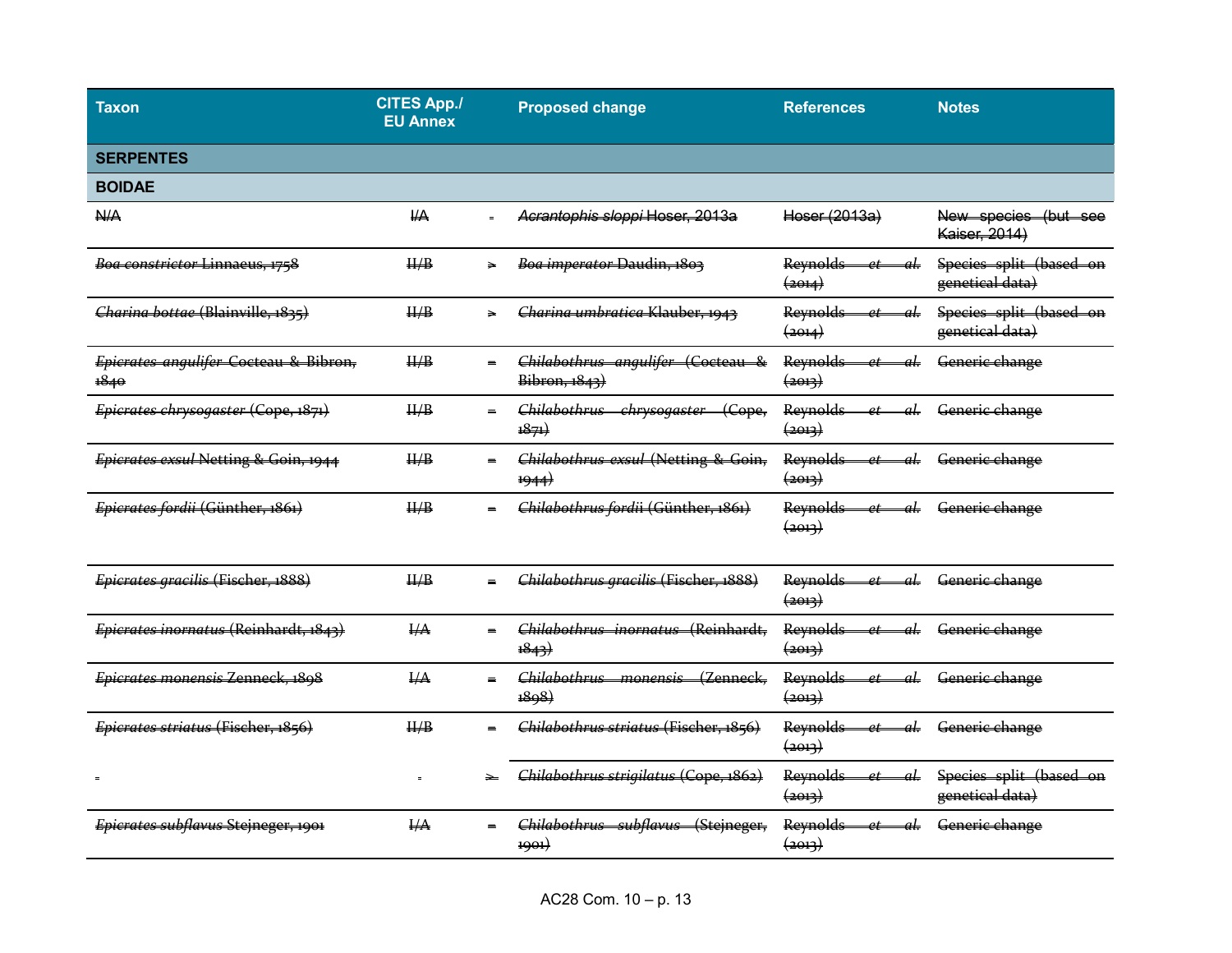| Taxon | CITES App./ EU Annex | | Proposed change | References | Notes |
|---|---|---|---|---|---|
| **SERPENTES** | | | | | |
| **BOIDAE** | | | | | |
| ~~N/A~~ | ~~I/A~~ | - | ~~*Acrantophis sloppi* Hoser, 2013a~~ | ~~Hoser (2013a)~~ | ~~New species (but see Kaiser, 2014)~~ |
| ~~*Boa constrictor* Linnaeus, 1758~~ | ~~II/B~~ | > | ~~*Boa imperator* Daudin, 1803~~ | ~~Reynolds *et al.* (2014)~~ | ~~Species split (based on genetical data)~~ |
| ~~*Charina bottae* (Blainville, 1835)~~ | ~~II/B~~ | > | ~~*Charina umbratica* Klauber, 1943~~ | ~~Reynolds *et al.* (2014)~~ | ~~Species split (based on genetical data)~~ |
| ~~*Epicrates angulifer* Cocteau & Bibron, 1840~~ | ~~II/B~~ | = | ~~*Chilabothrus angulifer* (Cocteau & Bibron, 1843)~~ | ~~Reynolds *et al.* (2013)~~ | ~~Generic change~~ |
| ~~*Epicrates chrysogaster* (Cope, 1871)~~ | ~~II/B~~ | = | ~~*Chilabothrus chrysogaster* (Cope, 1871)~~ | ~~Reynolds *et al.* (2013)~~ | ~~Generic change~~ |
| ~~*Epicrates exsul* Netting & Goin, 1944~~ | ~~II/B~~ | = | ~~*Chilabothrus exsul* (Netting & Goin, 1944)~~ | ~~Reynolds *et al.* (2013)~~ | ~~Generic change~~ |
| ~~*Epicrates fordii* (Günther, 1861)~~ | ~~II/B~~ | = | ~~*Chilabothrus fordii* (Günther, 1861)~~ | ~~Reynolds *et al.* (2013)~~ | ~~Generic change~~ |
| ~~*Epicrates gracilis* (Fischer, 1888)~~ | ~~II/B~~ | = | ~~*Chilabothrus gracilis* (Fischer, 1888)~~ | ~~Reynolds *et al.* (2013)~~ | ~~Generic change~~ |
| ~~*Epicrates inornatus* (Reinhardt, 1843)~~ | ~~I/A~~ | = | ~~*Chilabothrus inornatus* (Reinhardt, 1843)~~ | ~~Reynolds *et al.* (2013)~~ | ~~Generic change~~ |
| ~~*Epicrates monensis* Zenneck, 1898~~ | ~~I/A~~ | = | ~~*Chilabothrus monensis* (Zenneck, 1898)~~ | ~~Reynolds *et al.* (2013)~~ | ~~Generic change~~ |
| ~~*Epicrates striatus* (Fischer, 1856)~~ | ~~II/B~~ | = | ~~*Chilabothrus striatus* (Fischer, 1856)~~ | ~~Reynolds *et al.* (2013)~~ | ~~Generic change~~ |
| - | - | > | ~~*Chilabothrus strigilatus* (Cope, 1862)~~ | ~~Reynolds *et al.* (2013)~~ | ~~Species split (based on genetical data)~~ |
| ~~*Epicrates subflavus* Stejneger, 1901~~ | ~~I/A~~ | = | ~~*Chilabothrus subflavus* (Stejneger, 1901)~~ | ~~Reynolds *et al.* (2013)~~ | ~~Generic change~~ |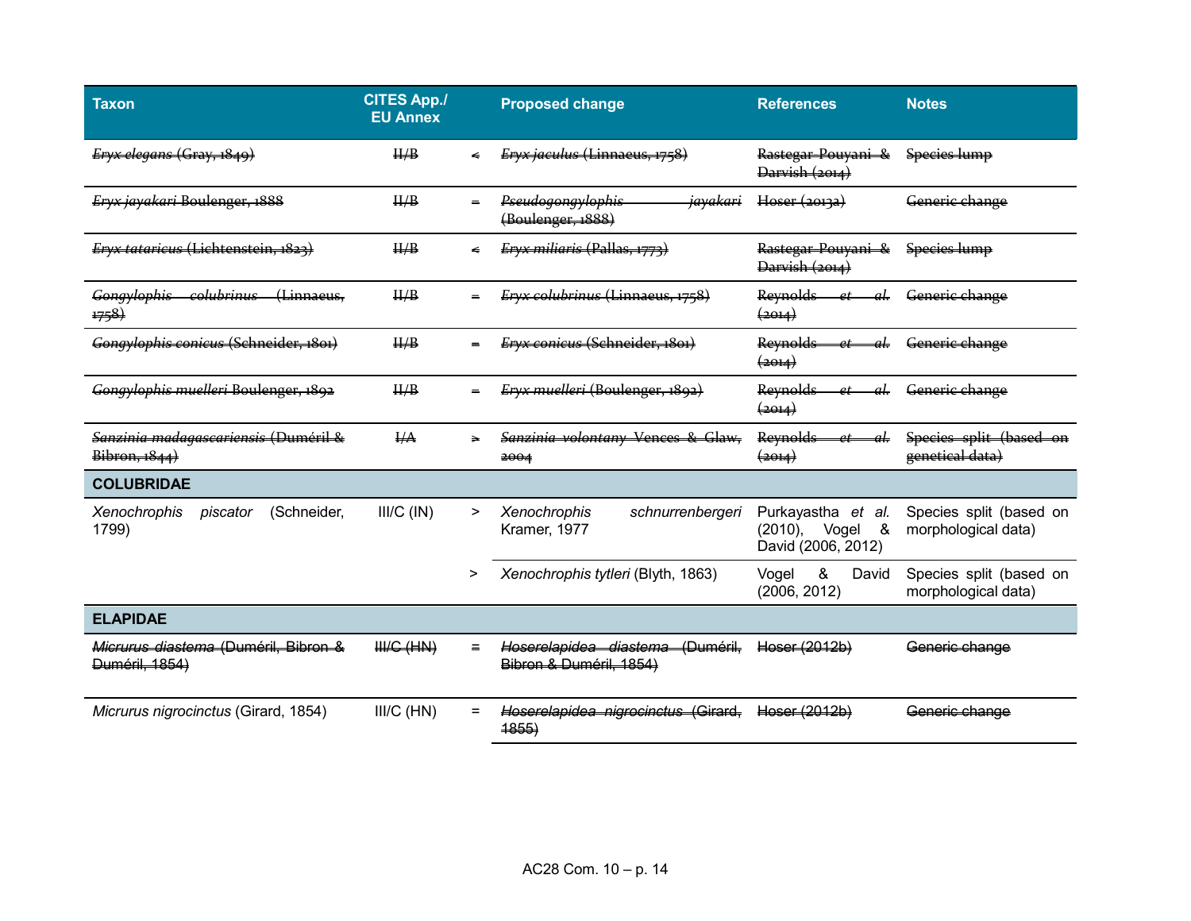| Taxon | CITES App./ EU Annex | | Proposed change | References | Notes |
|---|---|---|---|---|---|
| ~~*Eryx elegans* (Gray, 1849)~~ | ~~II/B~~ | ~~<~~ | ~~*Eryx jaculus* (Linnaeus, 1758)~~ | ~~Rastegar-Pouyani & Darvish (2014)~~ | ~~Species lump~~ |
| ~~*Eryx jayakari* Boulenger, 1888~~ | ~~II/B~~ | ~~=~~ | ~~*Pseudogongylophis jayakari* (Boulenger, 1888)~~ | ~~Hoser (2013a)~~ | ~~Generic change~~ |
| ~~*Eryx tataricus* (Lichtenstein, 1823)~~ | ~~II/B~~ | ~~<~~ | ~~*Eryx miliaris* (Pallas, 1773)~~ | ~~Rastegar-Pouyani & Darvish (2014)~~ | ~~Species lump~~ |
| ~~*Gongylophis colubrinus* (Linnaeus, 1758)~~ | ~~II/B~~ | ~~=~~ | ~~*Eryx colubrinus* (Linnaeus, 1758)~~ | ~~Reynolds *et al.* (2014)~~ | ~~Generic change~~ |
| ~~*Gongylophis conicus* (Schneider, 1801)~~ | ~~II/B~~ | ~~=~~ | ~~*Eryx conicus* (Schneider, 1801)~~ | ~~Reynolds *et al.* (2014)~~ | ~~Generic change~~ |
| ~~*Gongylophis muelleri* Boulenger, 1892~~ | ~~II/B~~ | ~~=~~ | ~~*Eryx muelleri* (Boulenger, 1892)~~ | ~~Reynolds *et al.* (2014)~~ | ~~Generic change~~ |
| ~~*Sanzinia madagascariensis* (Duméril & Bibron, 1844)~~ | ~~I/A~~ | ~~>~~ | ~~*Sanzinia volontany* Vences & Glaw, 2004~~ | ~~Reynolds *et al.* (2014)~~ | ~~Species split (based on genetical data)~~ |
| **COLUBRIDAE** | | | | | |
| *Xenochrophis piscator* (Schneider, 1799) | III/C (IN) | > | *Xenochrophis schnurrenbergeri* Kramer, 1977 | Purkayastha *et al.* (2010), Vogel & David (2006, 2012) | Species split (based on morphological data) |
| | | > | *Xenochrophis tytleri* (Blyth, 1863) | Vogel & David (2006, 2012) | Species split (based on morphological data) |
| **ELAPIDAE** | | | | | |
| ~~*Micrurus diastema* (Duméril, Bibron & Duméril, 1854)~~ | ~~III/C (HN)~~ | = | ~~*Hoserelapidea diastema* (Duméril, Bibron & Duméril, 1854)~~ | ~~Hoser (2012b)~~ | ~~Generic change~~ |
| *Micrurus nigrocinctus* (Girard, 1854) | III/C (HN) | = | ~~*Hoserelapidea nigrocinctus* (Girard, 1855)~~ | ~~Hoser (2012b)~~ | ~~Generic change~~ |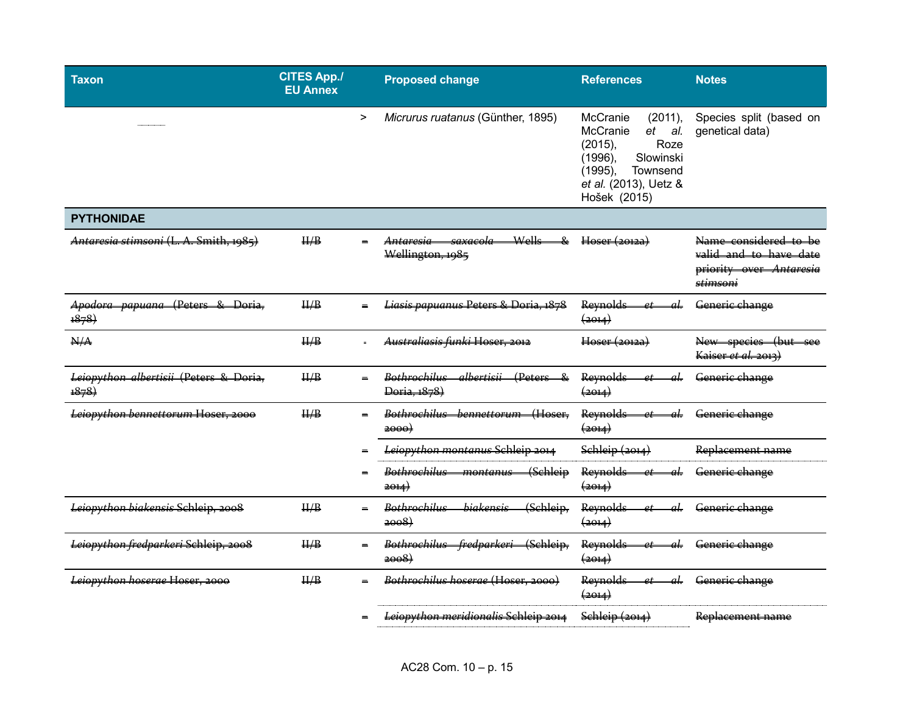| Taxon | CITES App./ EU Annex | | Proposed change | References | Notes |
|---|---|---|---|---|---|
| | | > | *Micrurus ruatanus* (Günther, 1895) | McCranie (2011), McCranie *et al.* (2015), Roze (1996), Slowinski (1995), Townsend *et al.* (2013), Uetz & Hošek (2015) | Species split (based on genetical data) |
| **PYTHONIDAE** | | | | | |
| ~~*Antaresia stimsoni* (L. A. Smith, 1985)~~ | ~~II/B~~ | ~~=~~ | ~~*Antaresia saxacola* Wells & Wellington, 1985~~ | ~~Hoser (2012a)~~ | ~~Name considered to be valid and to have date priority over *Antaresia stimsoni*~~ |
| ~~*Apodora papuana* (Peters & Doria, 1878)~~ | ~~II/B~~ | ~~=~~ | ~~*Liasis papuanus* Peters & Doria, 1878~~ | ~~Reynolds *et al.* (2014)~~ | ~~Generic change~~ |
| ~~N/A~~ | ~~II/B~~ | ~~-~~ | ~~*Australiasis funki* Hoser, 2012~~ | ~~Hoser (2012a)~~ | ~~New species (but see Kaiser *et al.* 2013)~~ |
| ~~*Leiopython albertisii* (Peters & Doria, 1878)~~ | ~~II/B~~ | ~~=~~ | ~~*Bothrochilus albertisii* (Peters & Doria, 1878)~~ | ~~Reynolds *et al.* (2014)~~ | ~~Generic change~~ |
| ~~*Leiopython bennettorum* Hoser, 2000~~ | ~~II/B~~ | ~~=~~ | ~~*Bothrochilus bennettorum* (Hoser, 2000)~~ | ~~Reynolds *et al.* (2014)~~ | ~~Generic change~~ |
| | | ~~=~~ | ~~*Leiopython montanus* Schleip 2014~~ | ~~Schleip (2014)~~ | ~~Replacement name~~ |
| | | ~~=~~ | ~~*Bothrochilus montanus* (Schleip 2014)~~ | ~~Reynolds *et al.* (2014)~~ | ~~Generic change~~ |
| ~~*Leiopython biakensis* Schleip, 2008~~ | ~~II/B~~ | ~~=~~ | ~~*Bothrochilus biakensis* (Schleip, 2008)~~ | ~~Reynolds *et al.* (2014)~~ | ~~Generic change~~ |
| ~~*Leiopython fredparkeri* Schleip, 2008~~ | ~~II/B~~ | ~~=~~ | ~~*Bothrochilus fredparkeri* (Schleip, 2008)~~ | ~~Reynolds *et al.* (2014)~~ | ~~Generic change~~ |
| ~~*Leiopython hoserae* Hoser, 2000~~ | ~~II/B~~ | ~~=~~ | ~~*Bothrochilus hoserae* (Hoser, 2000)~~ | ~~Reynolds *et al.* (2014)~~ | ~~Generic change~~ |
| | | ~~=~~ | ~~*Leiopython meridionalis* Schleip 2014~~ | ~~Schleip (2014)~~ | ~~Replacement name~~ |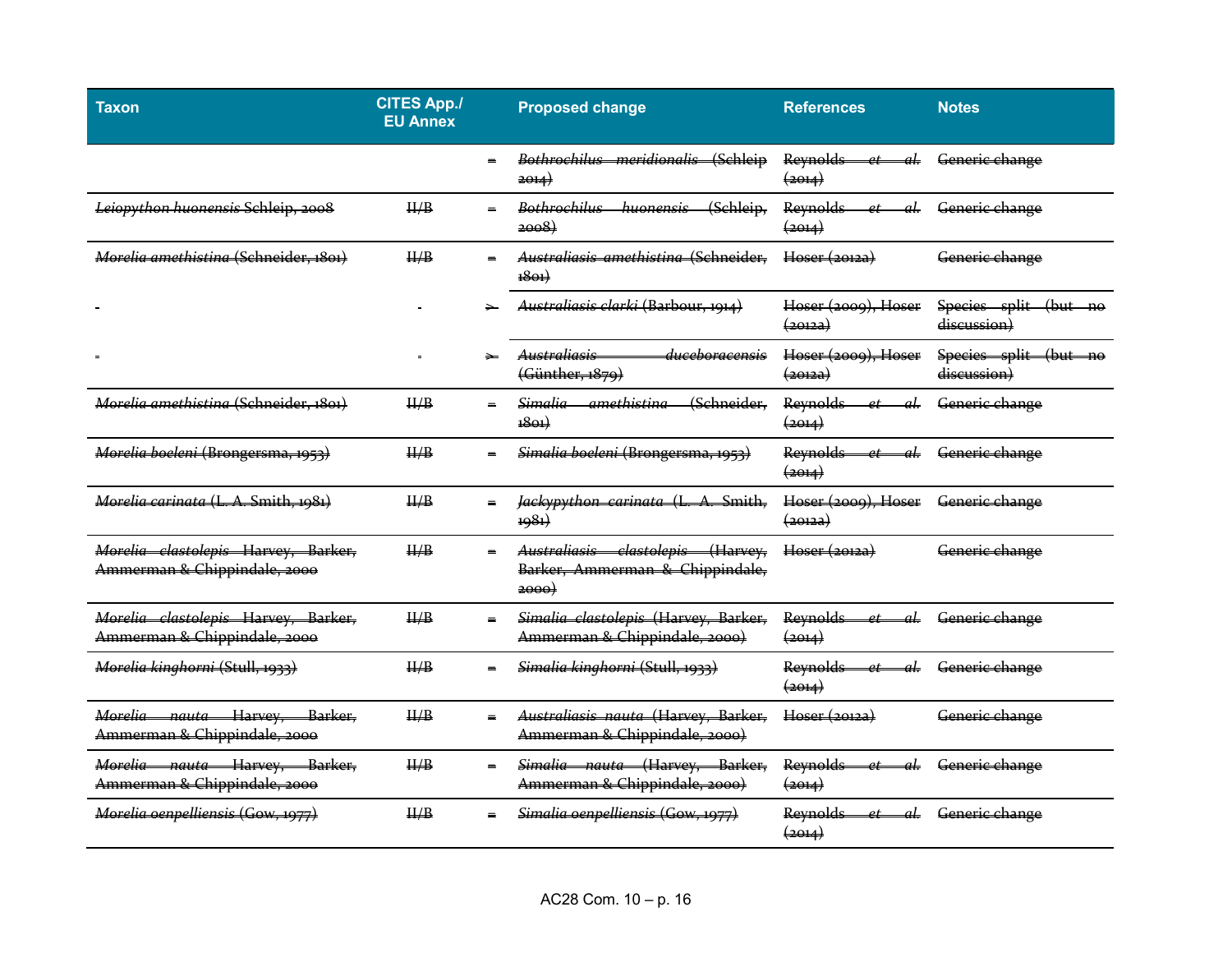| Taxon | CITES App./ EU Annex | | Proposed change | References | Notes |
|---|---|---|---|---|---|
| | | = | ~~*Bothrochilus meridionalis* (Schleip 2014)~~ | ~~Reynolds *et al.* (2014)~~ | ~~Generic change~~ |
| ~~*Leiopython huonensis* Schleip, 2008~~ | ~~II/B~~ | = | ~~*Bothrochilus huonensis* (Schleip, 2008)~~ | ~~Reynolds *et al.* (2014)~~ | ~~Generic change~~ |
| ~~*Morelia amethistina* (Schneider, 1801)~~ | ~~II/B~~ | = | ~~*Australiasis amethistina* (Schneider, 1801)~~ | ~~Hoser (2012a)~~ | ~~Generic change~~ |
| - | - | > | ~~*Australiasis clarki* (Barbour, 1914)~~ | ~~Hoser (2009), Hoser (2012a)~~ | ~~Species split (but no discussion)~~ |
| - | - | > | ~~*Australiasis duceboracensis* (Günther, 1879)~~ | ~~Hoser (2009), Hoser (2012a)~~ | ~~Species split (but no discussion)~~ |
| ~~*Morelia amethistina* (Schneider, 1801)~~ | ~~II/B~~ | = | ~~*Simalia amethistina* (Schneider, 1801)~~ | ~~Reynolds *et al.* (2014)~~ | ~~Generic change~~ |
| ~~*Morelia boeleni* (Brongersma, 1953)~~ | ~~II/B~~ | = | ~~*Simalia boeleni* (Brongersma, 1953)~~ | ~~Reynolds *et al.* (2014)~~ | ~~Generic change~~ |
| ~~*Morelia carinata* (L. A. Smith, 1981)~~ | ~~II/B~~ | = | ~~*Jackypython carinata* (L. A. Smith, 1981)~~ | ~~Hoser (2009), Hoser (2012a)~~ | ~~Generic change~~ |
| ~~*Morelia clastolepis* Harvey, Barker, Ammerman & Chippindale, 2000~~ | ~~II/B~~ | = | ~~*Australiasis clastolepis* (Harvey, Barker, Ammerman & Chippindale, 2000)~~ | ~~Hoser (2012a)~~ | ~~Generic change~~ |
| ~~*Morelia clastolepis* Harvey, Barker, Ammerman & Chippindale, 2000~~ | ~~II/B~~ | = | ~~*Simalia clastolepis* (Harvey, Barker, Ammerman & Chippindale, 2000)~~ | ~~Reynolds *et al.* (2014)~~ | ~~Generic change~~ |
| ~~*Morelia kinghorni* (Stull, 1933)~~ | ~~II/B~~ | = | ~~*Simalia kinghorni* (Stull, 1933)~~ | ~~Reynolds *et al.* (2014)~~ | ~~Generic change~~ |
| ~~*Morelia nauta* Harvey, Barker, Ammerman & Chippindale, 2000~~ | ~~II/B~~ | = | ~~*Australiasis nauta* (Harvey, Barker, Ammerman & Chippindale, 2000)~~ | ~~Hoser (2012a)~~ | ~~Generic change~~ |
| ~~*Morelia nauta* Harvey, Barker, Ammerman & Chippindale, 2000~~ | ~~II/B~~ | = | ~~*Simalia nauta* (Harvey, Barker, Ammerman & Chippindale, 2000)~~ | ~~Reynolds *et al.* (2014)~~ | ~~Generic change~~ |
| ~~*Morelia oenpelliensis* (Gow, 1977)~~ | ~~II/B~~ | = | ~~*Simalia oenpelliensis* (Gow, 1977)~~ | ~~Reynolds *et al.* (2014)~~ | ~~Generic change~~ |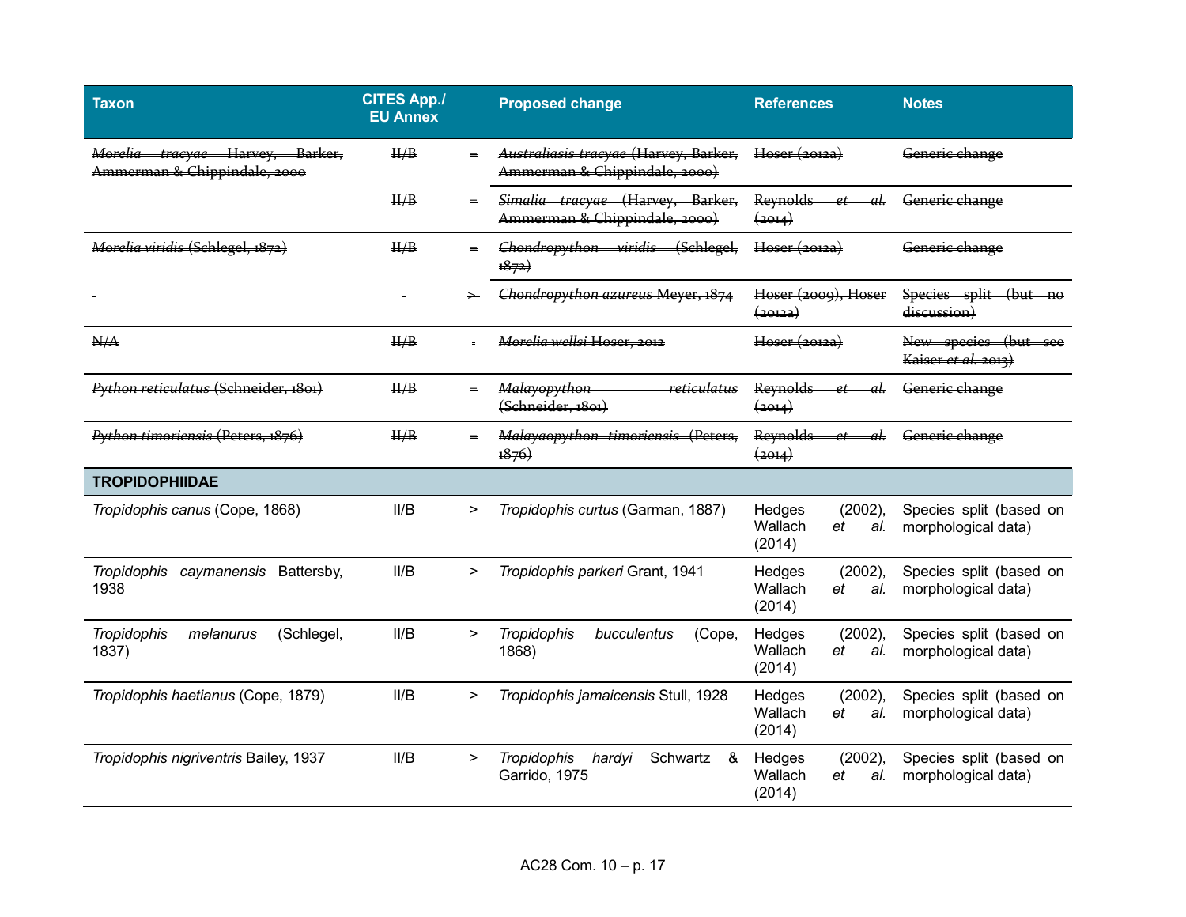| Taxon | CITES App./ EU Annex | | Proposed change | References | Notes |
|---|---|---|---|---|---|
| ~~*Morelia tracyae* Harvey, Barker, Ammerman & Chippindale, 2000~~ | ~~II/B~~ | ~~=~~ | ~~*Australiasis tracyae* (Harvey, Barker, Ammerman & Chippindale, 2000)~~ | ~~Hoser (2012a)~~ | ~~Generic change~~ |
| | ~~II/B~~ | ~~=~~ | ~~*Simalia tracyae* (Harvey, Barker, Ammerman & Chippindale, 2000)~~ | ~~Reynolds *et al.* (2014)~~ | ~~Generic change~~ |
| ~~*Morelia viridis* (Schlegel, 1872)~~ | ~~II/B~~ | ~~=~~ | ~~*Chondropython viridis* (Schlegel, 1872)~~ | ~~Hoser (2012a)~~ | ~~Generic change~~ |
| ~~-~~ | ~~-~~ | ~~>~~ | ~~*Chondropython azureus* Meyer, 1874~~ | ~~Hoser (2009), Hoser (2012a)~~ | ~~Species split (but no discussion)~~ |
| ~~N/A~~ | ~~II/B~~ | ~~-~~ | ~~*Morelia wellsi* Hoser, 2012~~ | ~~Hoser (2012a)~~ | ~~New species (but see Kaiser *et al.* 2013)~~ |
| ~~*Python reticulatus* (Schneider, 1801)~~ | ~~II/B~~ | ~~=~~ | ~~*Malayopython reticulatus* (Schneider, 1801)~~ | ~~Reynolds *et al.* (2014)~~ | ~~Generic change~~ |
| ~~*Python timoriensis* (Peters, 1876)~~ | ~~II/B~~ | ~~=~~ | ~~*Malayaopython timoriensis* (Peters, 1876)~~ | ~~Reynolds *et al.* (2014)~~ | ~~Generic change~~ |
| **TROPIDOPHIIDAE** | | | | | |
| *Tropidophis canus* (Cope, 1868) | II/B | > | *Tropidophis curtus* (Garman, 1887) | Hedges (2002), Wallach *et al.* (2014) | Species split (based on morphological data) |
| *Tropidophis caymanensis* Battersby, 1938 | II/B | > | *Tropidophis parkeri* Grant, 1941 | Hedges (2002), Wallach *et al.* (2014) | Species split (based on morphological data) |
| *Tropidophis melanurus* (Schlegel, 1837) | II/B | > | *Tropidophis bucculentus* (Cope, 1868) | Hedges (2002), Wallach *et al.* (2014) | Species split (based on morphological data) |
| *Tropidophis haetianus* (Cope, 1879) | II/B | > | *Tropidophis jamaicensis* Stull, 1928 | Hedges (2002), Wallach *et al.* (2014) | Species split (based on morphological data) |
| *Tropidophis nigriventris* Bailey, 1937 | II/B | > | *Tropidophis hardyi* Schwartz & Garrido, 1975 | Hedges (2002), Wallach *et al.* (2014) | Species split (based on morphological data) |

AC28 Com. 10 – p. 17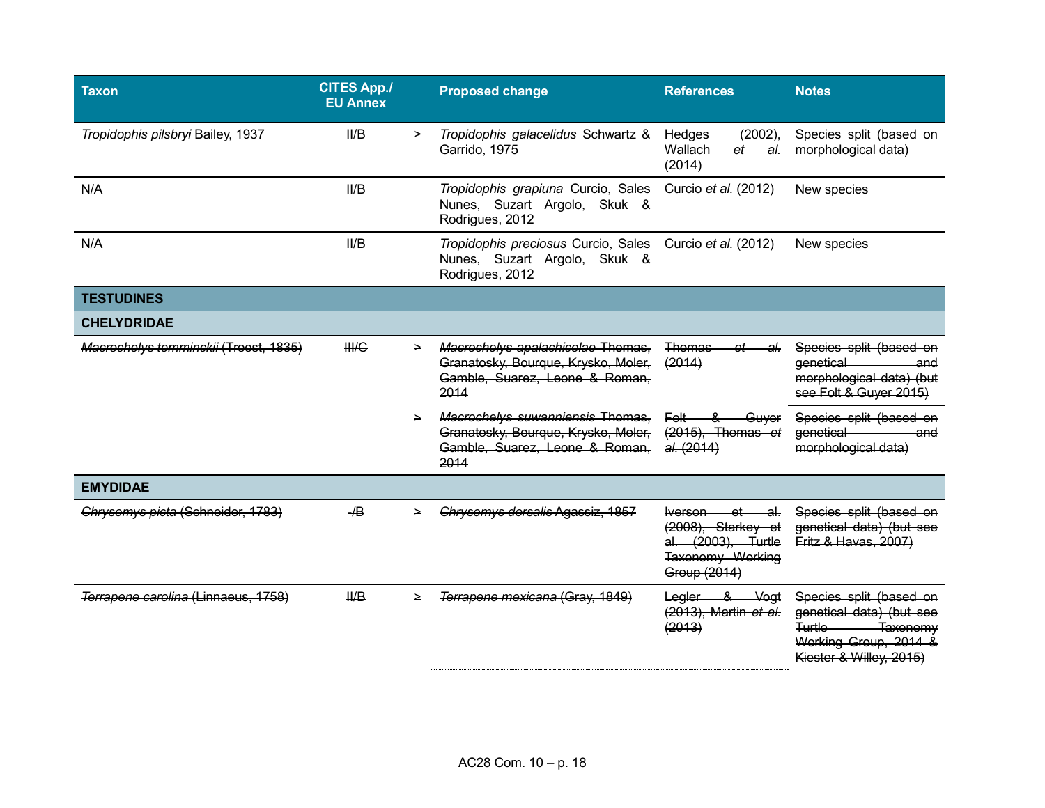| Taxon | CITES App./ EU Annex | | Proposed change | References | Notes |
|---|---|---|---|---|---|
| *Tropidophis pilsbryi* Bailey, 1937 | II/B | > | *Tropidophis galacelidus* Schwartz & Garrido, 1975 | Hedges (2002), Wallach *et al.* (2014) | Species split (based on morphological data) |
| N/A | II/B | | *Tropidophis grapiuna* Curcio, Sales Nunes, Suzart Argolo, Skuk & Rodrigues, 2012 | Curcio *et al.* (2012) | New species |
| N/A | II/B | | *Tropidophis preciosus* Curcio, Sales Nunes, Suzart Argolo, Skuk & Rodrigues, 2012 | Curcio *et al.* (2012) | New species |
| **TESTUDINES** | | | | | |
| **CHELYDRIDAE** | | | | | |
| ~~*Macrochelys temminckii* (Troost, 1835)~~ | ~~III/C~~ | ~~>~~ | ~~*Macrochelys apalachicolae* Thomas, Granatosky, Bourque, Krysko, Moler, Gamble, Suarez, Leone & Roman, 2014~~ | ~~Thomas *et al.* (2014)~~ | ~~Species split (based on genetical and morphological data) (but see Folt & Guyer 2015)~~ |
| | | ~~>~~ | ~~*Macrochelys suwanniensis* Thomas, Granatosky, Bourque, Krysko, Moler, Gamble, Suarez, Leone & Roman, 2014~~ | ~~Folt & Guyer (2015), Thomas *et al.* (2014)~~ | ~~Species split (based on genetical and morphological data)~~ |
| **EMYDIDAE** | | | | | |
| ~~*Chrysemys picta* (Schneider, 1783)~~ | ~~-/B~~ | ~~>~~ | ~~*Chrysemys dorsalis* Agassiz, 1857~~ | ~~Iverson et al. (2008), Starkey et al. (2003), Turtle Taxonomy Working Group (2014)~~ | ~~Species split (based on genetical data) (but see Fritz & Havas, 2007)~~ |
| ~~*Terrapene carolina* (Linnaeus, 1758)~~ | ~~II/B~~ | ~~>~~ | ~~*Terrapene mexicana* (Gray, 1849)~~ | ~~Legler & Vogt (2013), Martin *et al.* (2013)~~ | ~~Species split (based on genetical data) (but see Turtle Taxonomy Working Group, 2014 & Kiester & Willey, 2015)~~ |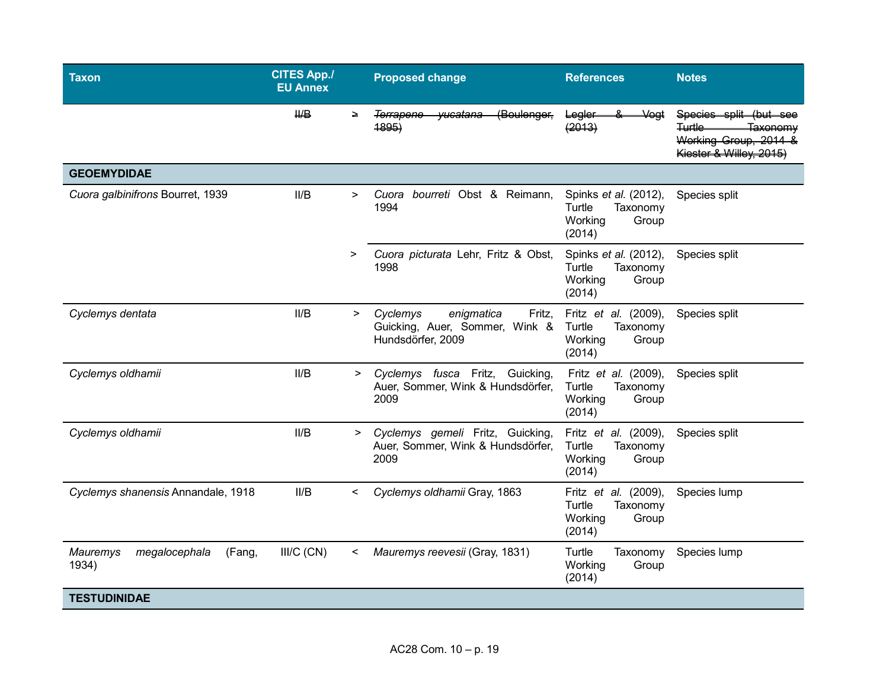| Taxon | CITES App./ EU Annex | | Proposed change | References | Notes |
|---|---|---|---|---|---|
| | ~~II/B~~ | ~~≥~~ | ~~*Terrapene yucatana* (Boulenger, 1895)~~ | ~~Legler & Vogt (2013)~~ | ~~Species split (but see Turtle Taxonomy Working Group, 2014 & Kiester & Willey, 2015)~~ |
| **GEOEMYDIDAE** | | | | | |
| *Cuora galbinifrons* Bourret, 1939 | II/B | > | *Cuora bourreti* Obst & Reimann, 1994 | Spinks *et al.* (2012), Turtle Taxonomy Working Group (2014) | Species split |
| | | > | *Cuora picturata* Lehr, Fritz & Obst, 1998 | Spinks *et al.* (2012), Turtle Taxonomy Working Group (2014) | Species split |
| *Cyclemys dentata* | II/B | > | *Cyclemys enigmatica* Fritz, Guicking, Auer, Sommer, Wink & Hundsdörfer, 2009 | Fritz *et al.* (2009), Turtle Taxonomy Working Group (2014) | Species split |
| *Cyclemys oldhamii* | II/B | > | *Cyclemys fusca* Fritz, Guicking, Auer, Sommer, Wink & Hundsdörfer, 2009 | Fritz *et al.* (2009), Turtle Taxonomy Working Group (2014) | Species split |
| *Cyclemys oldhamii* | II/B | > | *Cyclemys gemeli* Fritz, Guicking, Auer, Sommer, Wink & Hundsdörfer, 2009 | Fritz *et al.* (2009), Turtle Taxonomy Working Group (2014) | Species split |
| *Cyclemys shanensis* Annandale, 1918 | II/B | < | *Cyclemys oldhamii* Gray, 1863 | Fritz *et al.* (2009), Turtle Taxonomy Working Group (2014) | Species lump |
| *Mauremys megalocephala* (Fang, 1934) | III/C (CN) | < | *Mauremys reevesii* (Gray, 1831) | Turtle Taxonomy Working Group (2014) | Species lump |
| **TESTUDINIDAE** | | | | | |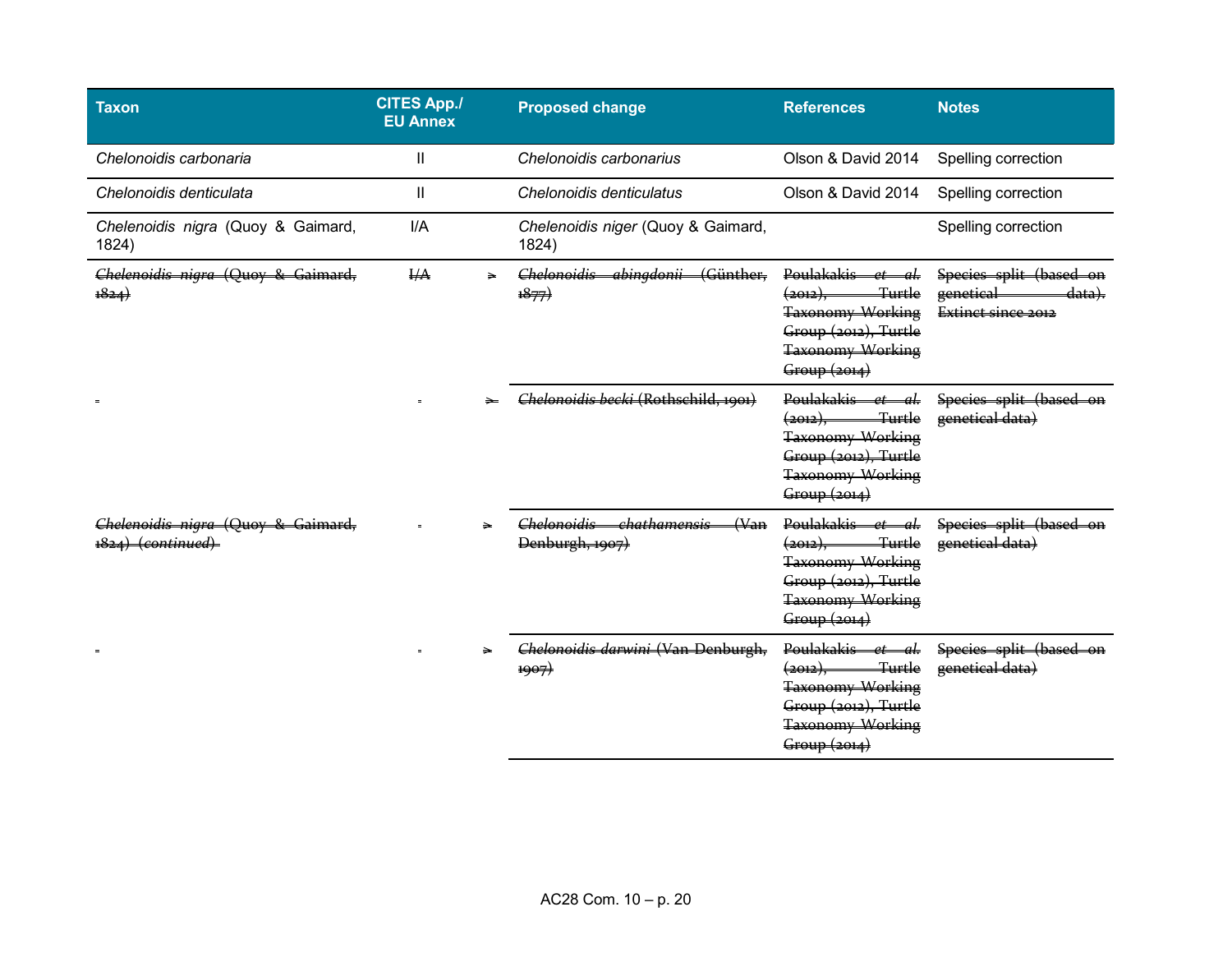| Taxon | CITES App./ EU Annex | | Proposed change | References | Notes |
|---|---|---|---|---|---|
| *Chelonoidis carbonaria* | II | | *Chelonoidis carbonarius* | Olson & David 2014 | Spelling correction |
| *Chelonoidis denticulata* | II | | *Chelonoidis denticulatus* | Olson & David 2014 | Spelling correction |
| *Chelenoidis nigra* (Quoy & Gaimard, 1824) | I/A | | *Chelenoidis niger* (Quoy & Gaimard, 1824) | | Spelling correction |
| ~~*Chelenoidis nigra* (Quoy & Gaimard, 1824)~~ | ~~I/A~~ | ~~>~~ | ~~*Chelonoidis abingdonii* (Günther, 1877)~~ | ~~Poulakakis *et al.* (2012), Turtle Taxonomy Working Group (2012), Turtle Taxonomy Working Group (2014)~~ | ~~Species split (based on genetical data). Extinct since 2012~~ |
| ~~-~~ | ~~-~~ | ~~>~~ | ~~*Chelonoidis becki* (Rothschild, 1901)~~ | ~~Poulakakis *et al.* (2012), Turtle Taxonomy Working Group (2012), Turtle Taxonomy Working Group (2014)~~ | ~~Species split (based on genetical data)~~ |
| ~~*Chelenoidis nigra* (Quoy & Gaimard, 1824) (*continued*)~~ | ~~-~~ | ~~>~~ | ~~*Chelonoidis chathamensis* (Van Denburgh, 1907)~~ | ~~Poulakakis *et al.* (2012), Turtle Taxonomy Working Group (2012), Turtle Taxonomy Working Group (2014)~~ | ~~Species split (based on genetical data)~~ |
| ~~-~~ | ~~-~~ | ~~>~~ | ~~*Chelonoidis darwini* (Van Denburgh, 1907)~~ | ~~Poulakakis *et al.* (2012), Turtle Taxonomy Working Group (2012), Turtle Taxonomy Working Group (2014)~~ | ~~Species split (based on genetical data)~~ |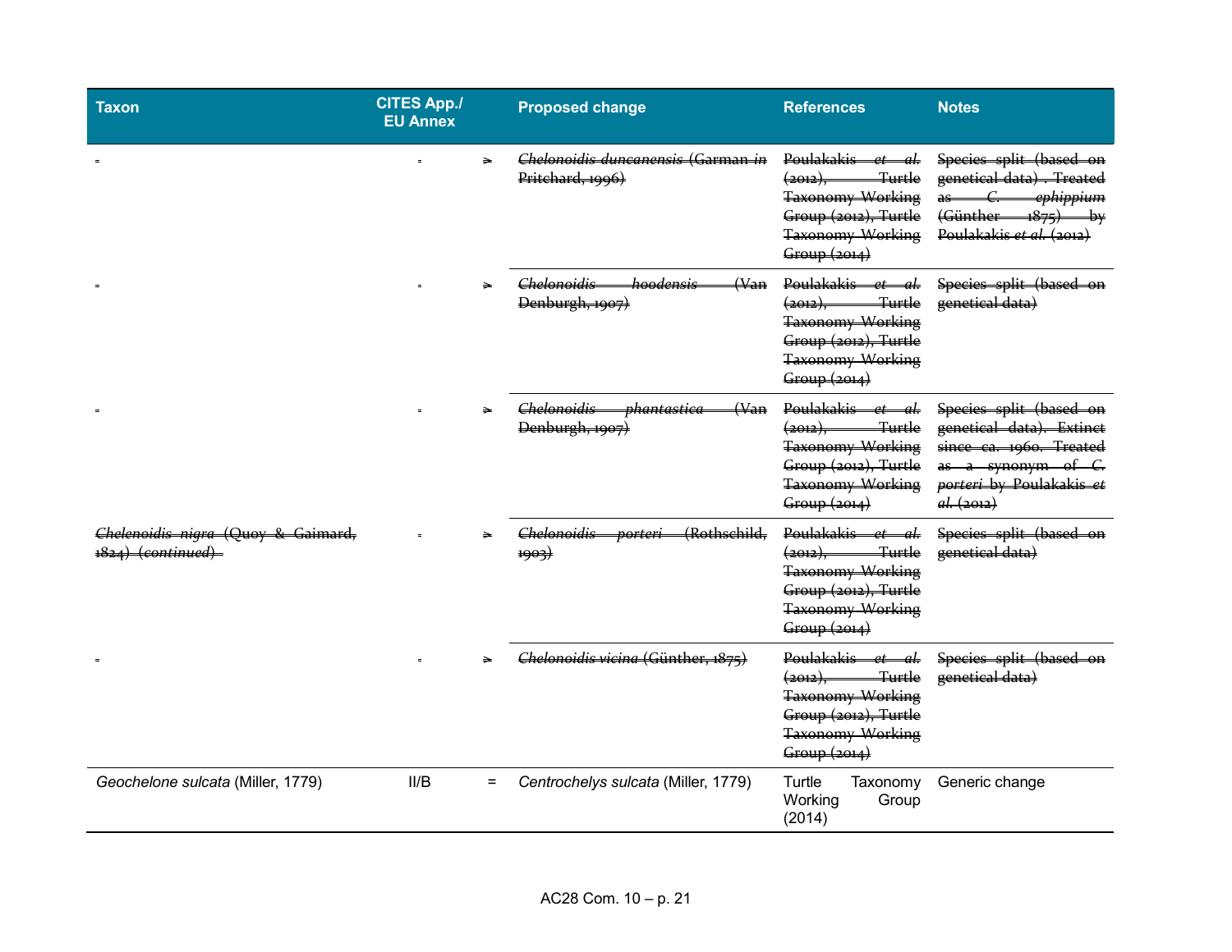| Taxon | CITES App./ EU Annex | | Proposed change | References | Notes |
|---|---|---|---|---|---|
| - | - | > | ~~*Chelonoidis duncanensis* (Garman *in* Pritchard, 1996)~~ | ~~Poulakakis *et al.* (2012), Turtle Taxonomy Working Group (2012), Turtle Taxonomy Working Group (2014)~~ | ~~Species split (based on genetical data) . Treated as *C. ephippium* (Günther 1875) by Poulakakis *et al.* (2012)~~ |
| - | - | > | ~~*Chelonoidis hoodensis* (Van Denburgh, 1907)~~ | ~~Poulakakis *et al.* (2012), Turtle Taxonomy Working Group (2012), Turtle Taxonomy Working Group (2014)~~ | ~~Species split (based on genetical data)~~ |
| - | - | > | ~~*Chelonoidis phantastica* (Van Denburgh, 1907)~~ | ~~Poulakakis *et al.* (2012), Turtle Taxonomy Working Group (2012), Turtle Taxonomy Working Group (2014)~~ | ~~Species split (based on genetical data). Extinct since ca. 1960. Treated as a synonym of *C. porteri* by Poulakakis *et al.* (2012)~~ |
| ~~*Chelenoidis nigra* (Quoy & Gaimard, 1824) (*continued*)~~ | - | > | ~~*Chelonoidis porteri* (Rothschild, 1903)~~ | ~~Poulakakis *et al.* (2012), Turtle Taxonomy Working Group (2012), Turtle Taxonomy Working Group (2014)~~ | ~~Species split (based on genetical data)~~ |
| - | - | > | ~~*Chelonoidis vicina* (Günther, 1875)~~ | ~~Poulakakis *et al.* (2012), Turtle Taxonomy Working Group (2012), Turtle Taxonomy Working Group (2014)~~ | ~~Species split (based on genetical data)~~ |
| *Geochelone sulcata* (Miller, 1779) | II/B | = | *Centrochelys sulcata* (Miller, 1779) | Turtle Taxonomy Working Group (2014) | Generic change |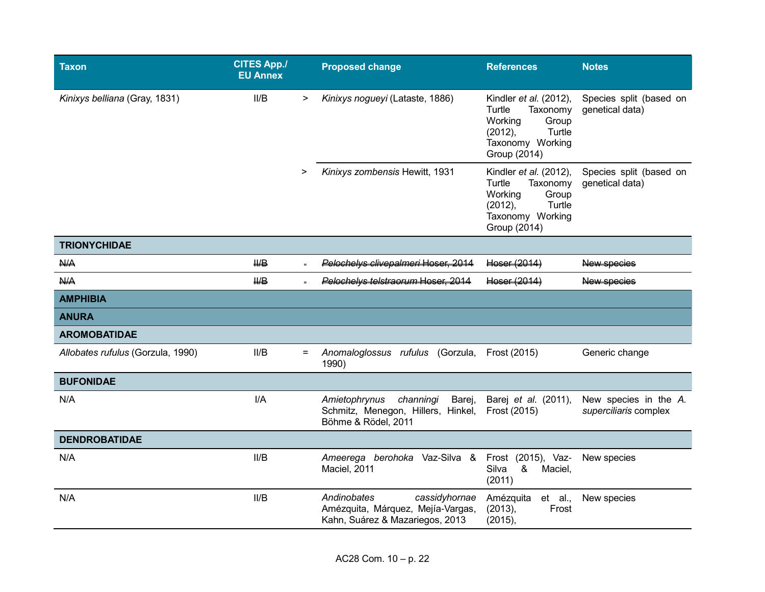| Taxon | CITES App./ EU Annex | | Proposed change | References | Notes |
|---|---|---|---|---|---|
| *Kinixys belliana* (Gray, 1831) | II/B | > | *Kinixys nogueyi* (Lataste, 1886) | Kindler *et al.* (2012), Turtle Taxonomy Working Group (2012), Turtle Taxonomy Working Group (2014) | Species split (based on genetical data) |
| | | > | *Kinixys zombensis* Hewitt, 1931 | Kindler *et al.* (2012), Turtle Taxonomy Working Group (2012), Turtle Taxonomy Working Group (2014) | Species split (based on genetical data) |
| **TRIONYCHIDAE** | | | | | |
| ~~N/A~~ | ~~II/B~~ | ~~-~~ | ~~*Pelochelys clivepalmeri* Hoser, 2014~~ | ~~Hoser (2014)~~ | ~~New species~~ |
| ~~N/A~~ | ~~II/B~~ | ~~-~~ | ~~*Pelochelys telstraorum* Hoser, 2014~~ | ~~Hoser (2014)~~ | ~~New species~~ |
| **AMPHIBIA** | | | | | |
| **ANURA** | | | | | |
| **AROMOBATIDAE** | | | | | |
| *Allobates rufulus* (Gorzula, 1990) | II/B | = | *Anomaloglossus rufulus* (Gorzula, 1990) | Frost (2015) | Generic change |
| **BUFONIDAE** | | | | | |
| N/A | I/A | | *Amietophrynus channingi* Barej, Schmitz, Menegon, Hillers, Hinkel, Böhme & Rödel, 2011 | Barej *et al.* (2011), Frost (2015) | New species in the *A. superciliaris* complex |
| **DENDROBATIDAE** | | | | | |
| N/A | II/B | | *Ameerega berohoka* Vaz-Silva & Maciel, 2011 | Frost (2015), Vaz-Silva & Maciel, (2011) | New species |
| N/A | II/B | | *Andinobates cassidyhornae* Amézquita, Márquez, Mejía-Vargas, Kahn, Suárez & Mazariegos, 2013 | Amézquita et al., (2013), Frost (2015), | New species |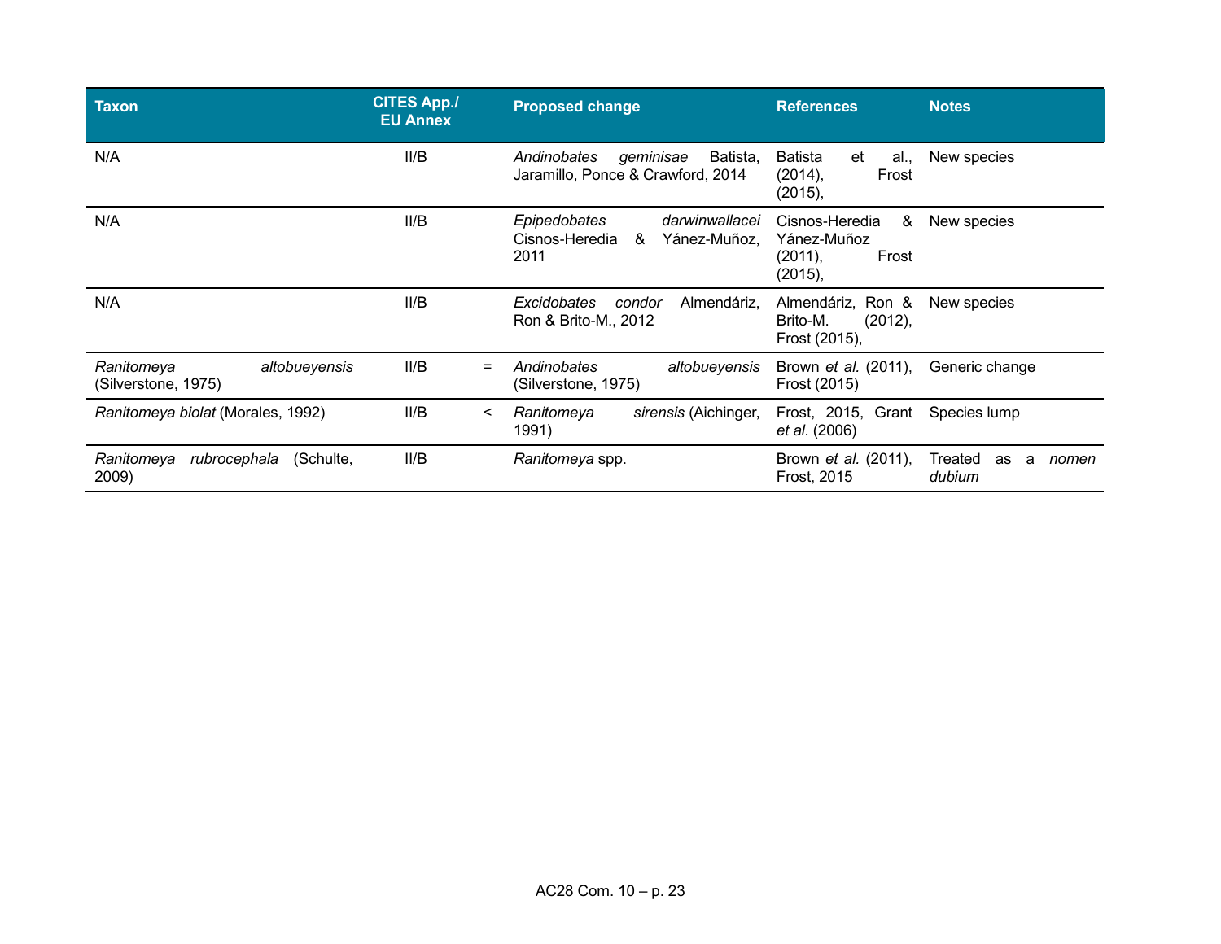| Taxon | CITES App./ EU Annex | | Proposed change | References | Notes |
|---|---|---|---|---|---|
| N/A | II/B | | *Andinobates geminisae* Batista, Jaramillo, Ponce & Crawford, 2014 | Batista et al., (2014), Frost (2015), | New species |
| N/A | II/B | | *Epipedobates darwinwallacei* Cisnos-Heredia & Yánez-Muñoz, 2011 | Cisnos-Heredia & Yánez-Muñoz (2011), Frost (2015), | New species |
| N/A | II/B | | *Excidobates condor* Almendáriz, Ron & Brito-M., 2012 | Almendáriz, Ron & Brito-M. (2012), Frost (2015), | New species |
| *Ranitomeya altobueyensis* (Silverstone, 1975) | II/B | = | *Andinobates altobueyensis* (Silverstone, 1975) | Brown *et al.* (2011), Frost (2015) | Generic change |
| *Ranitomeya biolat* (Morales, 1992) | II/B | < | *Ranitomeya sirensis* (Aichinger, 1991) | Frost, 2015, Grant *et al.* (2006) | Species lump |
| *Ranitomeya rubrocephala* (Schulte, 2009) | II/B | | *Ranitomeya* spp. | Brown *et al.* (2011), Frost, 2015 | Treated as a *nomen dubium* |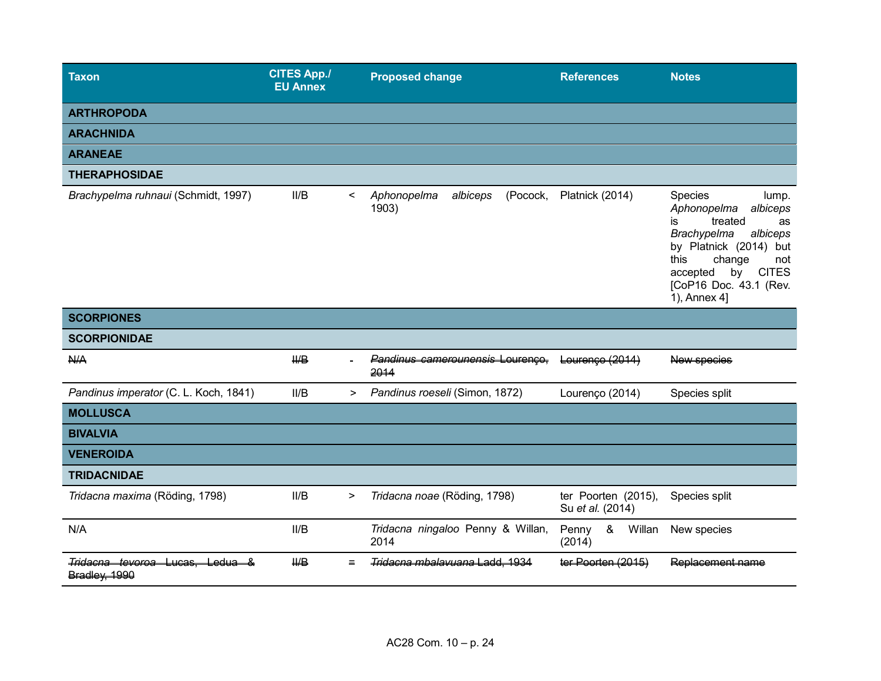| Taxon | CITES App./ EU Annex | | Proposed change | References | Notes |
|---|---|---|---|---|---|
| **ARTHROPODA** | | | | | |
| **ARACHNIDA** | | | | | |
| **ARANEAE** | | | | | |
| **THERAPHOSIDAE** | | | | | |
| *Brachypelma ruhnaui* (Schmidt, 1997) | II/B | < | *Aphonopelma albiceps* (Pocock, 1903) | Platnick (2014) | Species lump. *Aphonopelma albiceps* is treated as *Brachypelma albiceps* by Platnick (2014) but this change not accepted by CITES [CoP16 Doc. 43.1 (Rev. 1), Annex 4] |
| **SCORPIONES** | | | | | |
| **SCORPIONIDAE** | | | | | |
| ~~N/A~~ | ~~II/B~~ | ~~-~~ | ~~*Pandinus camerounensis* Lourenço, 2014~~ | ~~Lourenço (2014)~~ | ~~New species~~ |
| *Pandinus imperator* (C. L. Koch, 1841) | II/B | > | *Pandinus roeseli* (Simon, 1872) | Lourenço (2014) | Species split |
| **MOLLUSCA** | | | | | |
| **BIVALVIA** | | | | | |
| **VENEROIDA** | | | | | |
| **TRIDACNIDAE** | | | | | |
| *Tridacna maxima* (Röding, 1798) | II/B | > | *Tridacna noae* (Röding, 1798) | ter Poorten (2015), Su *et al.* (2014) | Species split |
| N/A | II/B | | *Tridacna ningaloo* Penny & Willan, 2014 | Penny & Willan (2014) | New species |
| ~~*Tridacna tevoroa* Lucas, Ledua & Bradley, 1990~~ | ~~II/B~~ | ~~=~~ | ~~*Tridacna mbalavuana* Ladd, 1934~~ | ~~ter Poorten (2015)~~ | ~~Replacement name~~ |